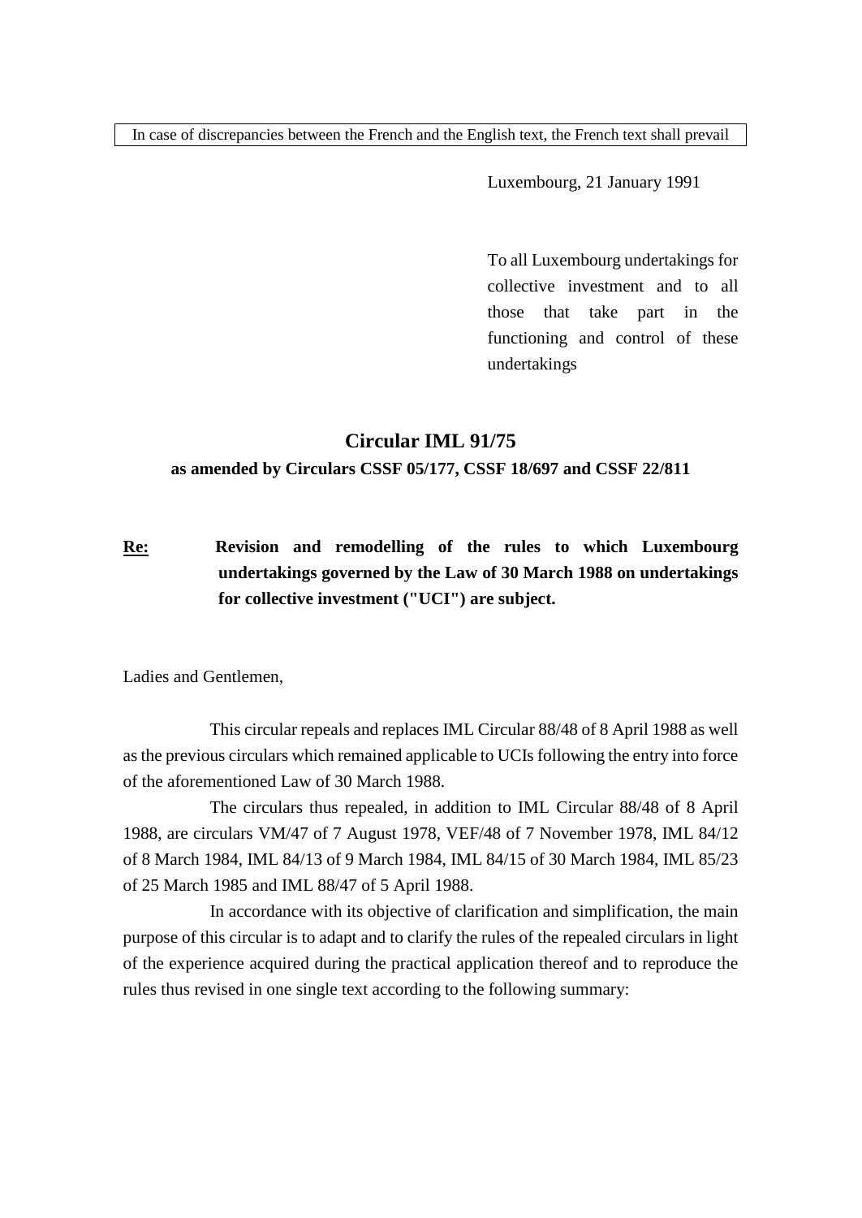In case of discrepancies between the French and the English text, the French text shall prevail

Luxembourg, 21 January 1991

To all Luxembourg undertakings for collective investment and to all those that take part in the functioning and control of these undertakings

# Circular IML 91/75

**as amended by Circulars CSSF 05/177, CSSF 18/697 and CSSF 22/811**

**Re:** **Revision and remodelling of the rules to which Luxembourg undertakings governed by the Law of 30 March 1988 on undertakings for collective investment ("UCI") are subject.**

Ladies and Gentlemen,

This circular repeals and replaces IML Circular 88/48 of 8 April 1988 as well as the previous circulars which remained applicable to UCIs following the entry into force of the aforementioned Law of 30 March 1988.

The circulars thus repealed, in addition to IML Circular 88/48 of 8 April 1988, are circulars VM/47 of 7 August 1978, VEF/48 of 7 November 1978, IML 84/12 of 8 March 1984, IML 84/13 of 9 March 1984, IML 84/15 of 30 March 1984, IML 85/23 of 25 March 1985 and IML 88/47 of 5 April 1988.

In accordance with its objective of clarification and simplification, the main purpose of this circular is to adapt and to clarify the rules of the repealed circulars in light of the experience acquired during the practical application thereof and to reproduce the rules thus revised in one single text according to the following summary: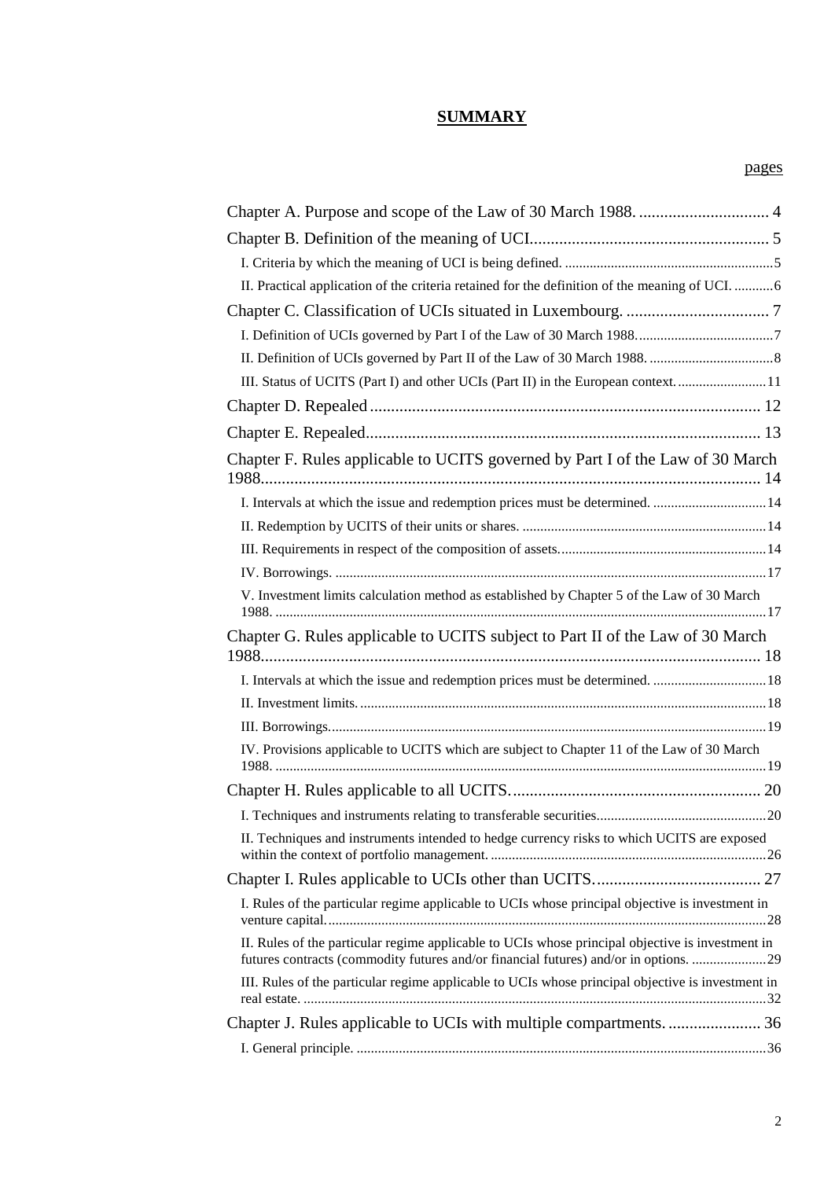# SUMMARY

pages

| | |
|---|---|
| Chapter A. Purpose and scope of the Law of 30 March 1988. | 4 |
| Chapter B. Definition of the meaning of UCI | 5 |
| I. Criteria by which the meaning of UCI is being defined. | 5 |
| II. Practical application of the criteria retained for the definition of the meaning of UCI. | 6 |
| Chapter C. Classification of UCIs situated in Luxembourg. | 7 |
| I. Definition of UCIs governed by Part I of the Law of 30 March 1988. | 7 |
| II. Definition of UCIs governed by Part II of the Law of 30 March 1988. | 8 |
| III. Status of UCITS (Part I) and other UCIs (Part II) in the European context. | 11 |
| Chapter D. Repealed | 12 |
| Chapter E. Repealed | 13 |
| Chapter F. Rules applicable to UCITS governed by Part I of the Law of 30 March 1988 | 14 |
| I. Intervals at which the issue and redemption prices must be determined. | 14 |
| II. Redemption by UCITS of their units or shares. | 14 |
| III. Requirements in respect of the composition of assets. | 14 |
| IV. Borrowings. | 17 |
| V. Investment limits calculation method as established by Chapter 5 of the Law of 30 March 1988. | 17 |
| Chapter G. Rules applicable to UCITS subject to Part II of the Law of 30 March 1988 | 18 |
| I. Intervals at which the issue and redemption prices must be determined. | 18 |
| II. Investment limits. | 18 |
| III. Borrowings. | 19 |
| IV. Provisions applicable to UCITS which are subject to Chapter 11 of the Law of 30 March 1988. | 19 |
| Chapter H. Rules applicable to all UCITS. | 20 |
| I. Techniques and instruments relating to transferable securities | 20 |
| II. Techniques and instruments intended to hedge currency risks to which UCITS are exposed within the context of portfolio management. | 26 |
| Chapter I. Rules applicable to UCIs other than UCITS. | 27 |
| I. Rules of the particular regime applicable to UCIs whose principal objective is investment in venture capital. | 28 |
| II. Rules of the particular regime applicable to UCIs whose principal objective is investment in futures contracts (commodity futures and/or financial futures) and/or in options. | 29 |
| III. Rules of the particular regime applicable to UCIs whose principal objective is investment in real estate. | 32 |
| Chapter J. Rules applicable to UCIs with multiple compartments. | 36 |
| I. General principle. | 36 |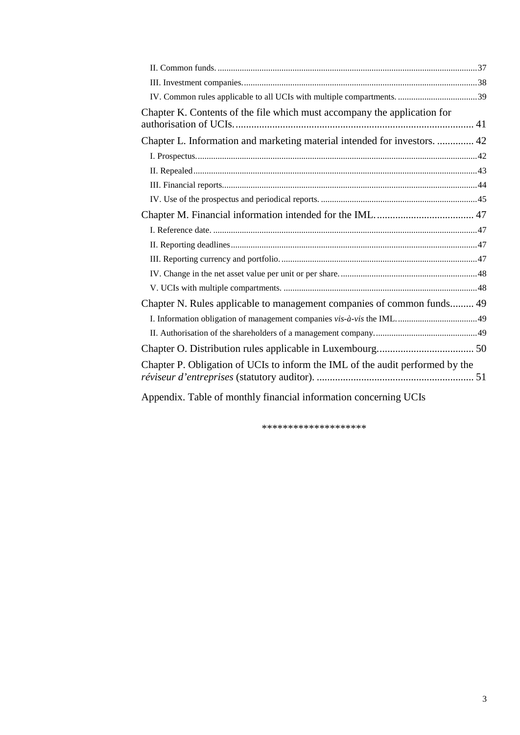II. Common funds. ..... 37

III. Investment companies. ..... 38

IV. Common rules applicable to all UCIs with multiple compartments. ..... 39

Chapter K. Contents of the file which must accompany the application for authorisation of UCIs. ..... 41

Chapter L. Information and marketing material intended for investors. ..... 42

I. Prospectus. ..... 42

II. Repealed ..... 43

III. Financial reports. ..... 44

IV. Use of the prospectus and periodical reports. ..... 45

Chapter M. Financial information intended for the IML. ..... 47

I. Reference date. ..... 47

II. Reporting deadlines ..... 47

III. Reporting currency and portfolio. ..... 47

IV. Change in the net asset value per unit or per share. ..... 48

V. UCIs with multiple compartments. ..... 48

Chapter N. Rules applicable to management companies of common funds. ..... 49

I. Information obligation of management companies *vis-à-vis* the IML. ..... 49

II. Authorisation of the shareholders of a management company. ..... 49

Chapter O. Distribution rules applicable in Luxembourg. ..... 50

Chapter P. Obligation of UCIs to inform the IML of the audit performed by the *réviseur d'entreprises* (statutory auditor). ..... 51

Appendix. Table of monthly financial information concerning UCIs

*******************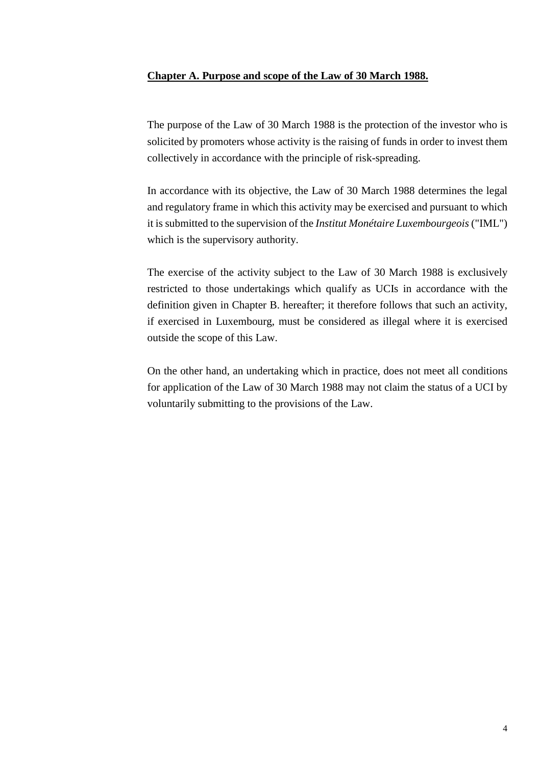## **Chapter A. Purpose and scope of the Law of 30 March 1988.**

The purpose of the Law of 30 March 1988 is the protection of the investor who is solicited by promoters whose activity is the raising of funds in order to invest them collectively in accordance with the principle of risk-spreading.

In accordance with its objective, the Law of 30 March 1988 determines the legal and regulatory frame in which this activity may be exercised and pursuant to which it is submitted to the supervision of the *Institut Monétaire Luxembourgeois* ("IML") which is the supervisory authority.

The exercise of the activity subject to the Law of 30 March 1988 is exclusively restricted to those undertakings which qualify as UCIs in accordance with the definition given in Chapter B. hereafter; it therefore follows that such an activity, if exercised in Luxembourg, must be considered as illegal where it is exercised outside the scope of this Law.

On the other hand, an undertaking which in practice, does not meet all conditions for application of the Law of 30 March 1988 may not claim the status of a UCI by voluntarily submitting to the provisions of the Law.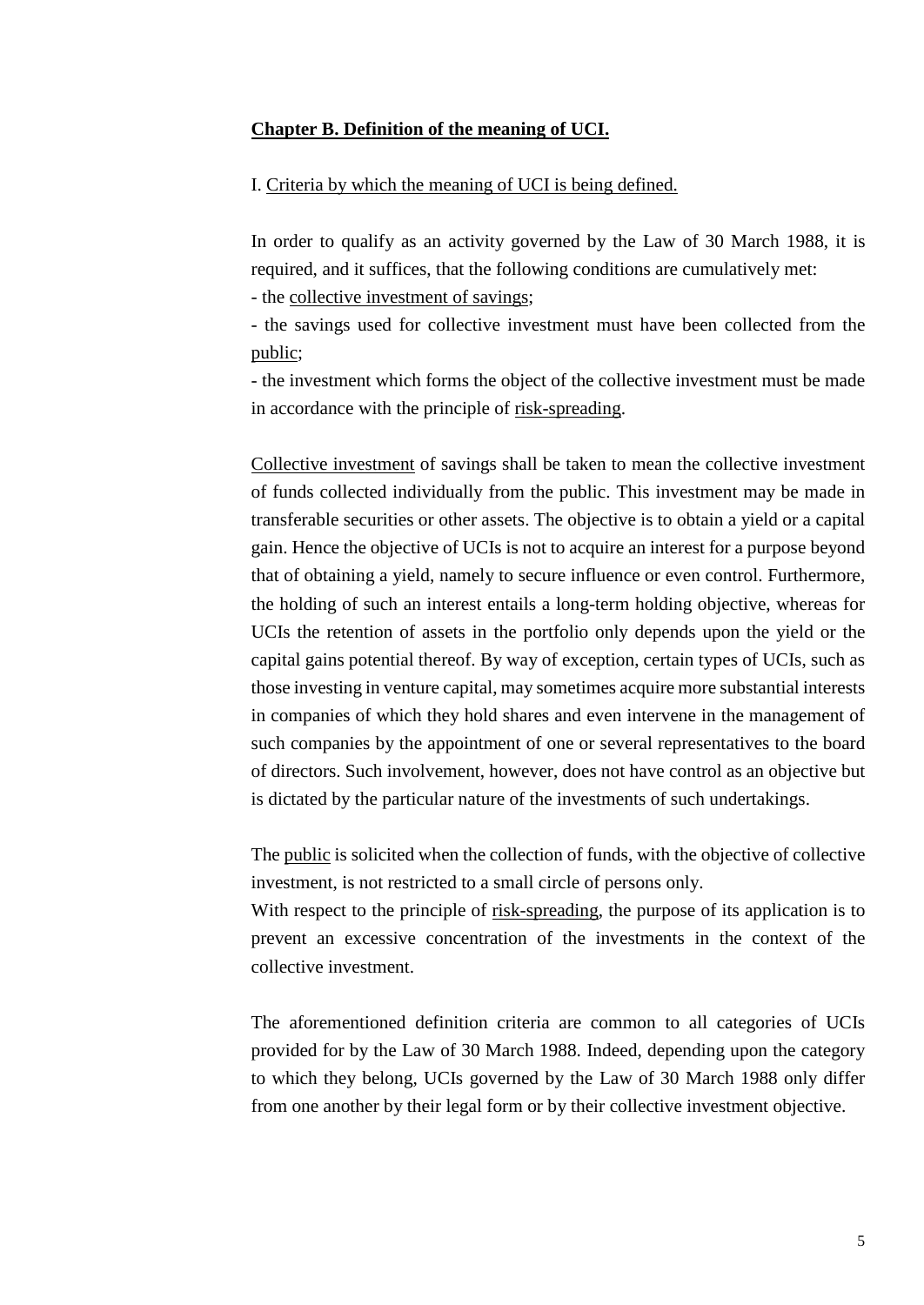## **Chapter B. Definition of the meaning of UCI.**

I. Criteria by which the meaning of UCI is being defined.

In order to qualify as an activity governed by the Law of 30 March 1988, it is required, and it suffices, that the following conditions are cumulatively met:

- the collective investment of savings;
- the savings used for collective investment must have been collected from the public;
- the investment which forms the object of the collective investment must be made in accordance with the principle of risk-spreading.

Collective investment of savings shall be taken to mean the collective investment of funds collected individually from the public. This investment may be made in transferable securities or other assets. The objective is to obtain a yield or a capital gain. Hence the objective of UCIs is not to acquire an interest for a purpose beyond that of obtaining a yield, namely to secure influence or even control. Furthermore, the holding of such an interest entails a long-term holding objective, whereas for UCIs the retention of assets in the portfolio only depends upon the yield or the capital gains potential thereof. By way of exception, certain types of UCIs, such as those investing in venture capital, may sometimes acquire more substantial interests in companies of which they hold shares and even intervene in the management of such companies by the appointment of one or several representatives to the board of directors. Such involvement, however, does not have control as an objective but is dictated by the particular nature of the investments of such undertakings.

The public is solicited when the collection of funds, with the objective of collective investment, is not restricted to a small circle of persons only.
With respect to the principle of risk-spreading, the purpose of its application is to prevent an excessive concentration of the investments in the context of the collective investment.

The aforementioned definition criteria are common to all categories of UCIs provided for by the Law of 30 March 1988. Indeed, depending upon the category to which they belong, UCIs governed by the Law of 30 March 1988 only differ from one another by their legal form or by their collective investment objective.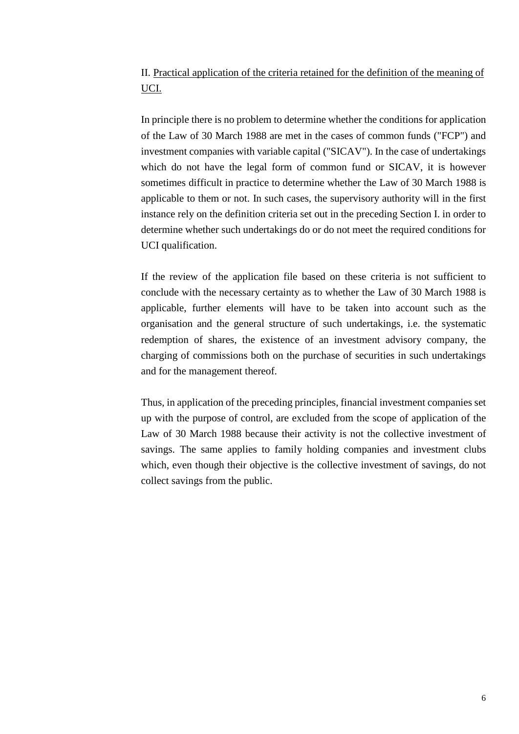## II. Practical application of the criteria retained for the definition of the meaning of UCI.

In principle there is no problem to determine whether the conditions for application of the Law of 30 March 1988 are met in the cases of common funds ("FCP") and investment companies with variable capital ("SICAV"). In the case of undertakings which do not have the legal form of common fund or SICAV, it is however sometimes difficult in practice to determine whether the Law of 30 March 1988 is applicable to them or not. In such cases, the supervisory authority will in the first instance rely on the definition criteria set out in the preceding Section I. in order to determine whether such undertakings do or do not meet the required conditions for UCI qualification.

If the review of the application file based on these criteria is not sufficient to conclude with the necessary certainty as to whether the Law of 30 March 1988 is applicable, further elements will have to be taken into account such as the organisation and the general structure of such undertakings, i.e. the systematic redemption of shares, the existence of an investment advisory company, the charging of commissions both on the purchase of securities in such undertakings and for the management thereof.

Thus, in application of the preceding principles, financial investment companies set up with the purpose of control, are excluded from the scope of application of the Law of 30 March 1988 because their activity is not the collective investment of savings. The same applies to family holding companies and investment clubs which, even though their objective is the collective investment of savings, do not collect savings from the public.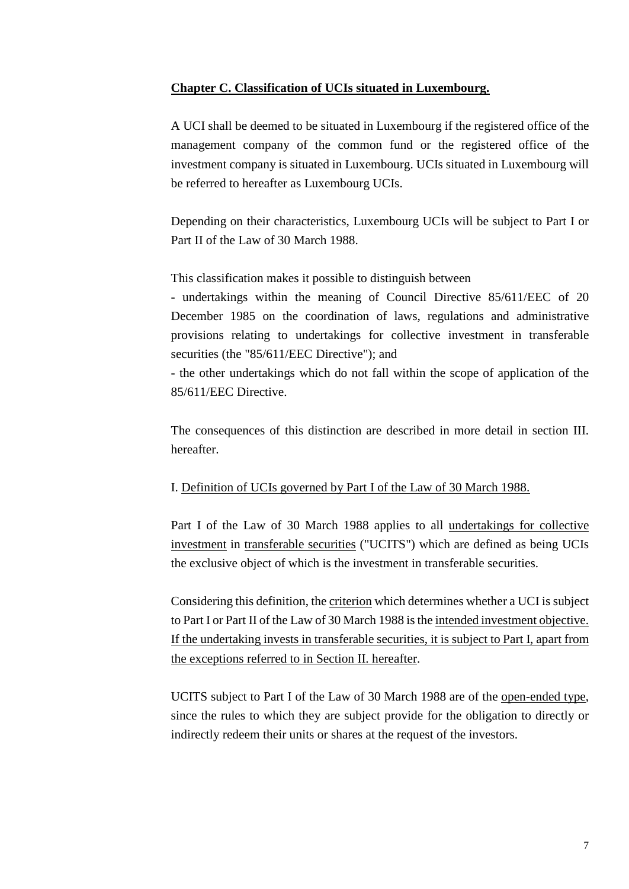## **Chapter C. Classification of UCIs situated in Luxembourg.**

A UCI shall be deemed to be situated in Luxembourg if the registered office of the management company of the common fund or the registered office of the investment company is situated in Luxembourg. UCIs situated in Luxembourg will be referred to hereafter as Luxembourg UCIs.

Depending on their characteristics, Luxembourg UCIs will be subject to Part I or Part II of the Law of 30 March 1988.

This classification makes it possible to distinguish between

- undertakings within the meaning of Council Directive 85/611/EEC of 20 December 1985 on the coordination of laws, regulations and administrative provisions relating to undertakings for collective investment in transferable securities (the "85/611/EEC Directive"); and
- the other undertakings which do not fall within the scope of application of the 85/611/EEC Directive.

The consequences of this distinction are described in more detail in section III. hereafter.

### I. Definition of UCIs governed by Part I of the Law of 30 March 1988.

Part I of the Law of 30 March 1988 applies to all undertakings for collective investment in transferable securities ("UCITS") which are defined as being UCIs the exclusive object of which is the investment in transferable securities.

Considering this definition, the criterion which determines whether a UCI is subject to Part I or Part II of the Law of 30 March 1988 is the intended investment objective. If the undertaking invests in transferable securities, it is subject to Part I, apart from the exceptions referred to in Section II. hereafter.

UCITS subject to Part I of the Law of 30 March 1988 are of the open-ended type, since the rules to which they are subject provide for the obligation to directly or indirectly redeem their units or shares at the request of the investors.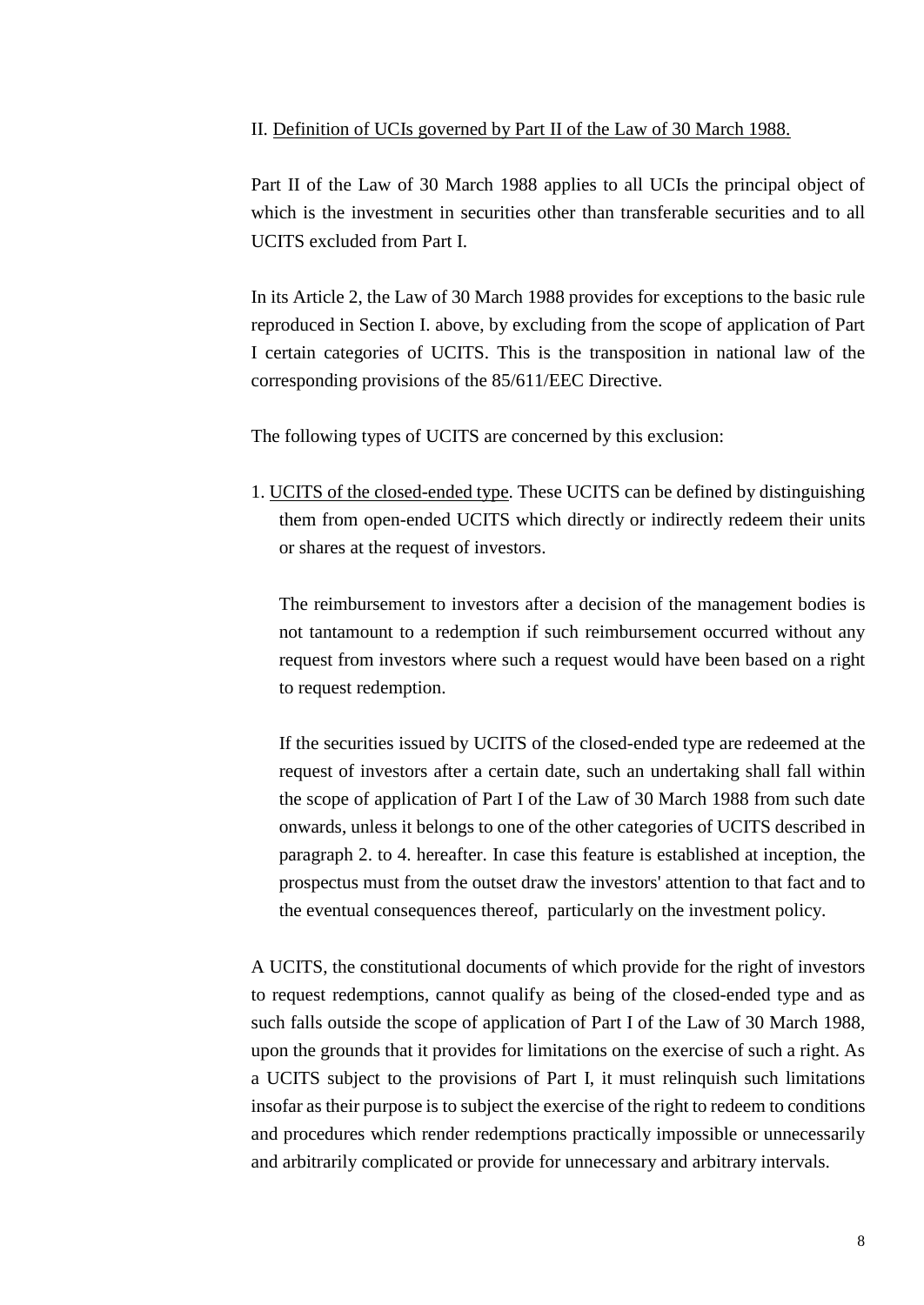## II. Definition of UCIs governed by Part II of the Law of 30 March 1988.

Part II of the Law of 30 March 1988 applies to all UCIs the principal object of which is the investment in securities other than transferable securities and to all UCITS excluded from Part I.

In its Article 2, the Law of 30 March 1988 provides for exceptions to the basic rule reproduced in Section I. above, by excluding from the scope of application of Part I certain categories of UCITS. This is the transposition in national law of the corresponding provisions of the 85/611/EEC Directive.

The following types of UCITS are concerned by this exclusion:

1. UCITS of the closed-ended type. These UCITS can be defined by distinguishing them from open-ended UCITS which directly or indirectly redeem their units or shares at the request of investors.

   The reimbursement to investors after a decision of the management bodies is not tantamount to a redemption if such reimbursement occurred without any request from investors where such a request would have been based on a right to request redemption.

   If the securities issued by UCITS of the closed-ended type are redeemed at the request of investors after a certain date, such an undertaking shall fall within the scope of application of Part I of the Law of 30 March 1988 from such date onwards, unless it belongs to one of the other categories of UCITS described in paragraph 2. to 4. hereafter. In case this feature is established at inception, the prospectus must from the outset draw the investors' attention to that fact and to the eventual consequences thereof, particularly on the investment policy.

A UCITS, the constitutional documents of which provide for the right of investors to request redemptions, cannot qualify as being of the closed-ended type and as such falls outside the scope of application of Part I of the Law of 30 March 1988, upon the grounds that it provides for limitations on the exercise of such a right. As a UCITS subject to the provisions of Part I, it must relinquish such limitations insofar as their purpose is to subject the exercise of the right to redeem to conditions and procedures which render redemptions practically impossible or unnecessarily and arbitrarily complicated or provide for unnecessary and arbitrary intervals.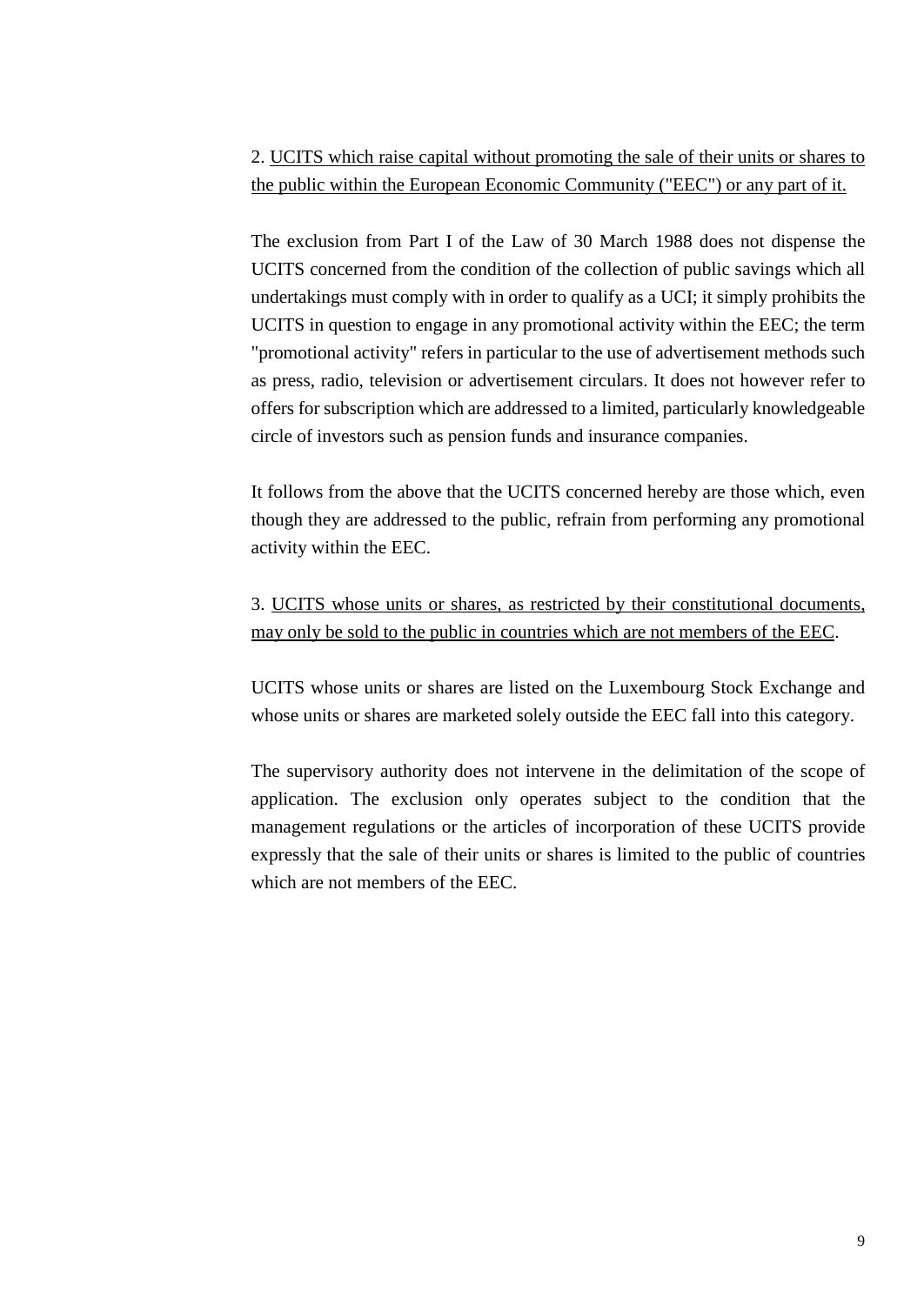2. <u>UCITS which raise capital without promoting the sale of their units or shares to the public within the European Economic Community ("EEC") or any part of it.</u>

The exclusion from Part I of the Law of 30 March 1988 does not dispense the UCITS concerned from the condition of the collection of public savings which all undertakings must comply with in order to qualify as a UCI; it simply prohibits the UCITS in question to engage in any promotional activity within the EEC; the term "promotional activity" refers in particular to the use of advertisement methods such as press, radio, television or advertisement circulars. It does not however refer to offers for subscription which are addressed to a limited, particularly knowledgeable circle of investors such as pension funds and insurance companies.

It follows from the above that the UCITS concerned hereby are those which, even though they are addressed to the public, refrain from performing any promotional activity within the EEC.

3. <u>UCITS whose units or shares, as restricted by their constitutional documents, may only be sold to the public in countries which are not members of the EEC</u>.

UCITS whose units or shares are listed on the Luxembourg Stock Exchange and whose units or shares are marketed solely outside the EEC fall into this category.

The supervisory authority does not intervene in the delimitation of the scope of application. The exclusion only operates subject to the condition that the management regulations or the articles of incorporation of these UCITS provide expressly that the sale of their units or shares is limited to the public of countries which are not members of the EEC.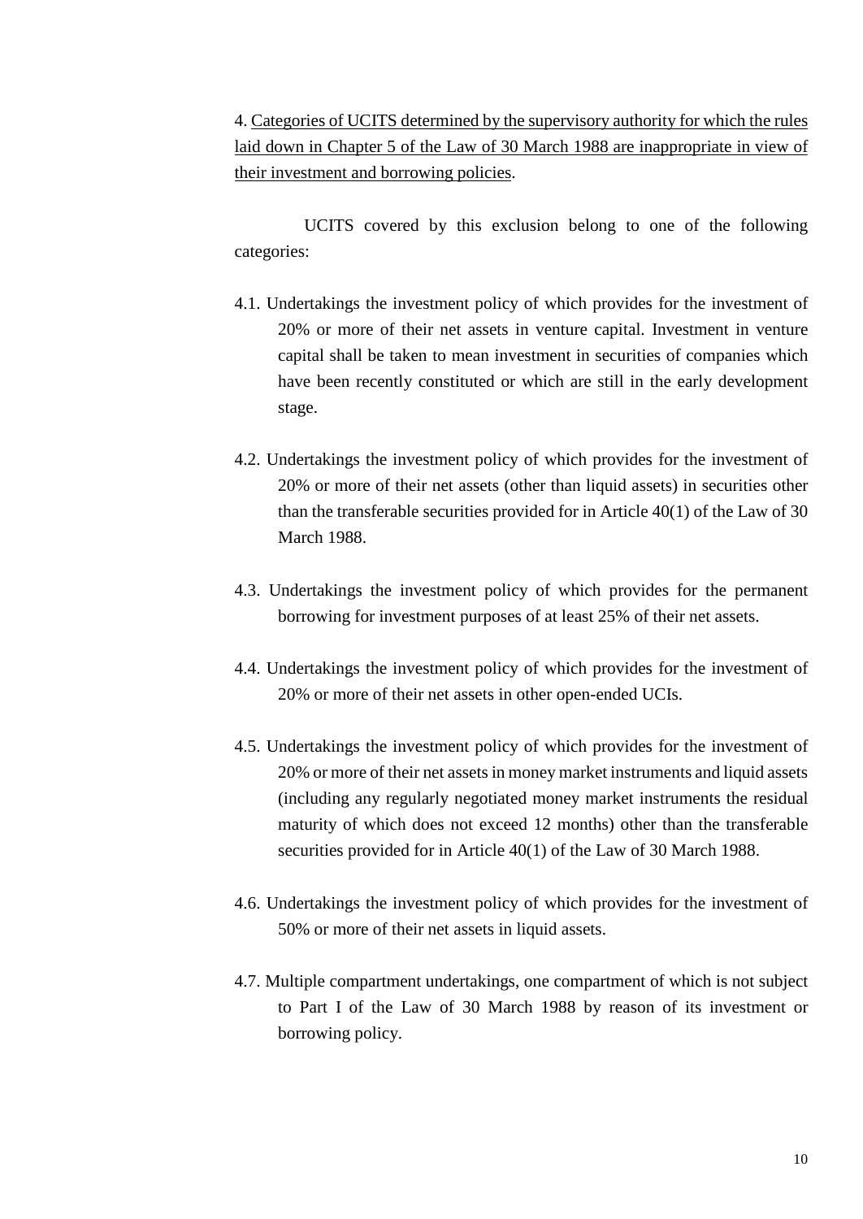4. Categories of UCITS determined by the supervisory authority for which the rules laid down in Chapter 5 of the Law of 30 March 1988 are inappropriate in view of their investment and borrowing policies.

UCITS covered by this exclusion belong to one of the following categories:

4.1. Undertakings the investment policy of which provides for the investment of 20% or more of their net assets in venture capital. Investment in venture capital shall be taken to mean investment in securities of companies which have been recently constituted or which are still in the early development stage.

4.2. Undertakings the investment policy of which provides for the investment of 20% or more of their net assets (other than liquid assets) in securities other than the transferable securities provided for in Article 40(1) of the Law of 30 March 1988.

4.3. Undertakings the investment policy of which provides for the permanent borrowing for investment purposes of at least 25% of their net assets.

4.4. Undertakings the investment policy of which provides for the investment of 20% or more of their net assets in other open-ended UCIs.

4.5. Undertakings the investment policy of which provides for the investment of 20% or more of their net assets in money market instruments and liquid assets (including any regularly negotiated money market instruments the residual maturity of which does not exceed 12 months) other than the transferable securities provided for in Article 40(1) of the Law of 30 March 1988.

4.6. Undertakings the investment policy of which provides for the investment of 50% or more of their net assets in liquid assets.

4.7. Multiple compartment undertakings, one compartment of which is not subject to Part I of the Law of 30 March 1988 by reason of its investment or borrowing policy.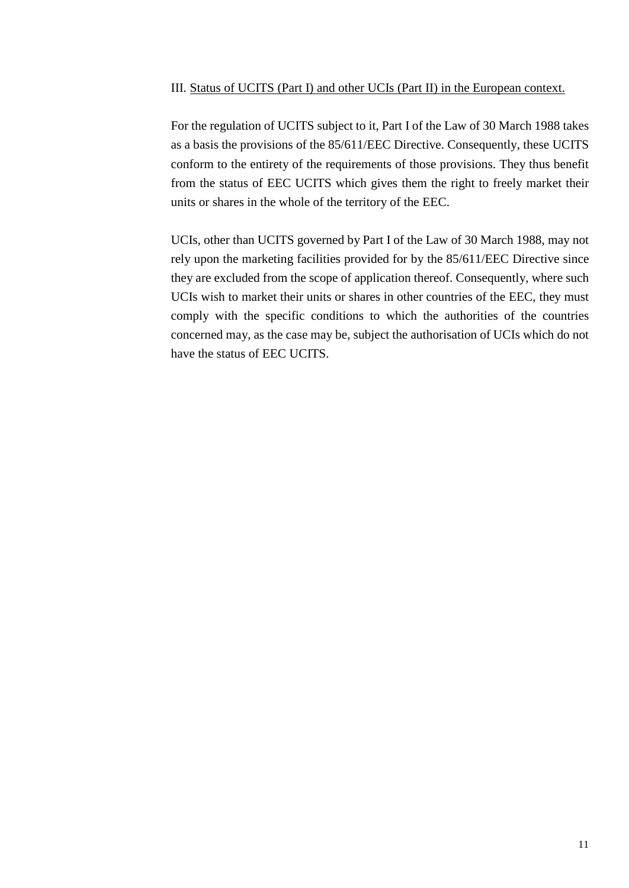## III. Status of UCITS (Part I) and other UCIs (Part II) in the European context.

For the regulation of UCITS subject to it, Part I of the Law of 30 March 1988 takes as a basis the provisions of the 85/611/EEC Directive. Consequently, these UCITS conform to the entirety of the requirements of those provisions. They thus benefit from the status of EEC UCITS which gives them the right to freely market their units or shares in the whole of the territory of the EEC.

UCIs, other than UCITS governed by Part I of the Law of 30 March 1988, may not rely upon the marketing facilities provided for by the 85/611/EEC Directive since they are excluded from the scope of application thereof. Consequently, where such UCIs wish to market their units or shares in other countries of the EEC, they must comply with the specific conditions to which the authorities of the countries concerned may, as the case may be, subject the authorisation of UCIs which do not have the status of EEC UCITS.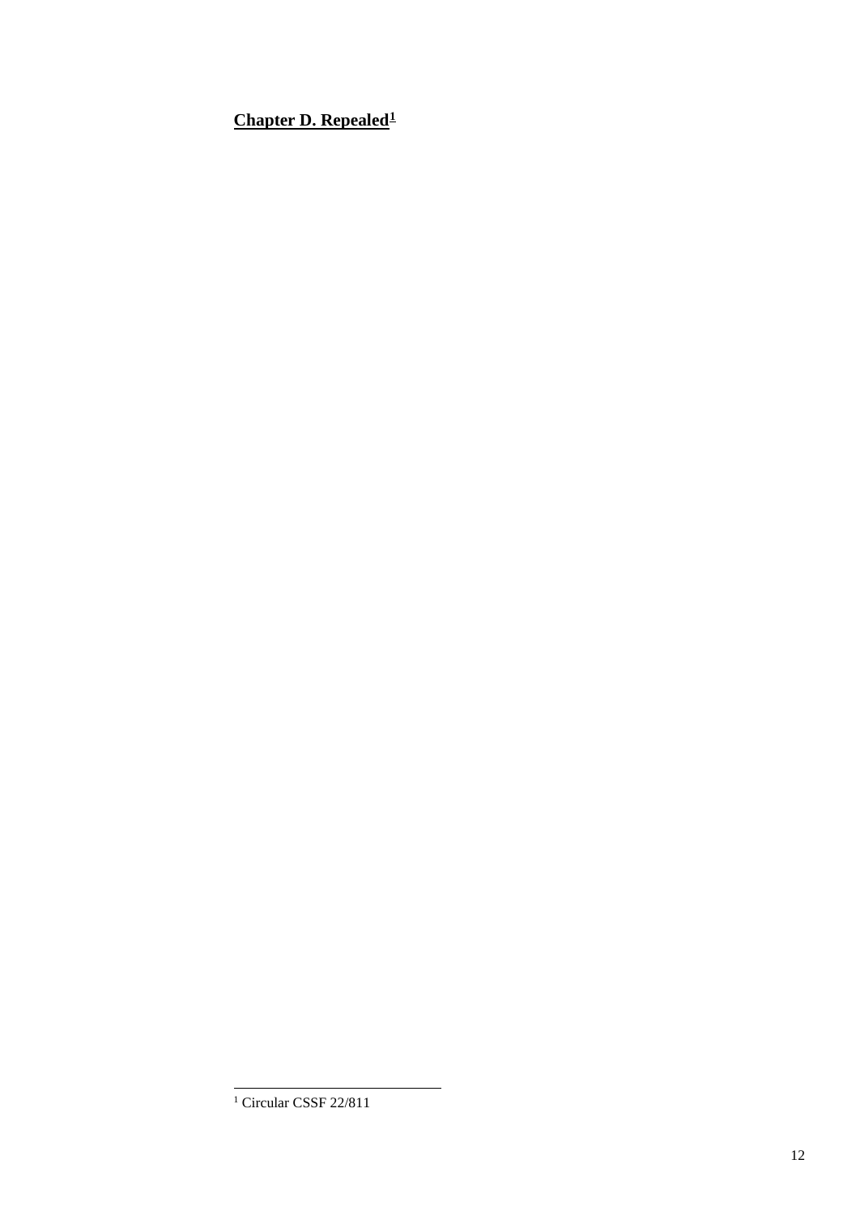## Chapter D. Repealed[1]

[1] Circular CSSF 22/811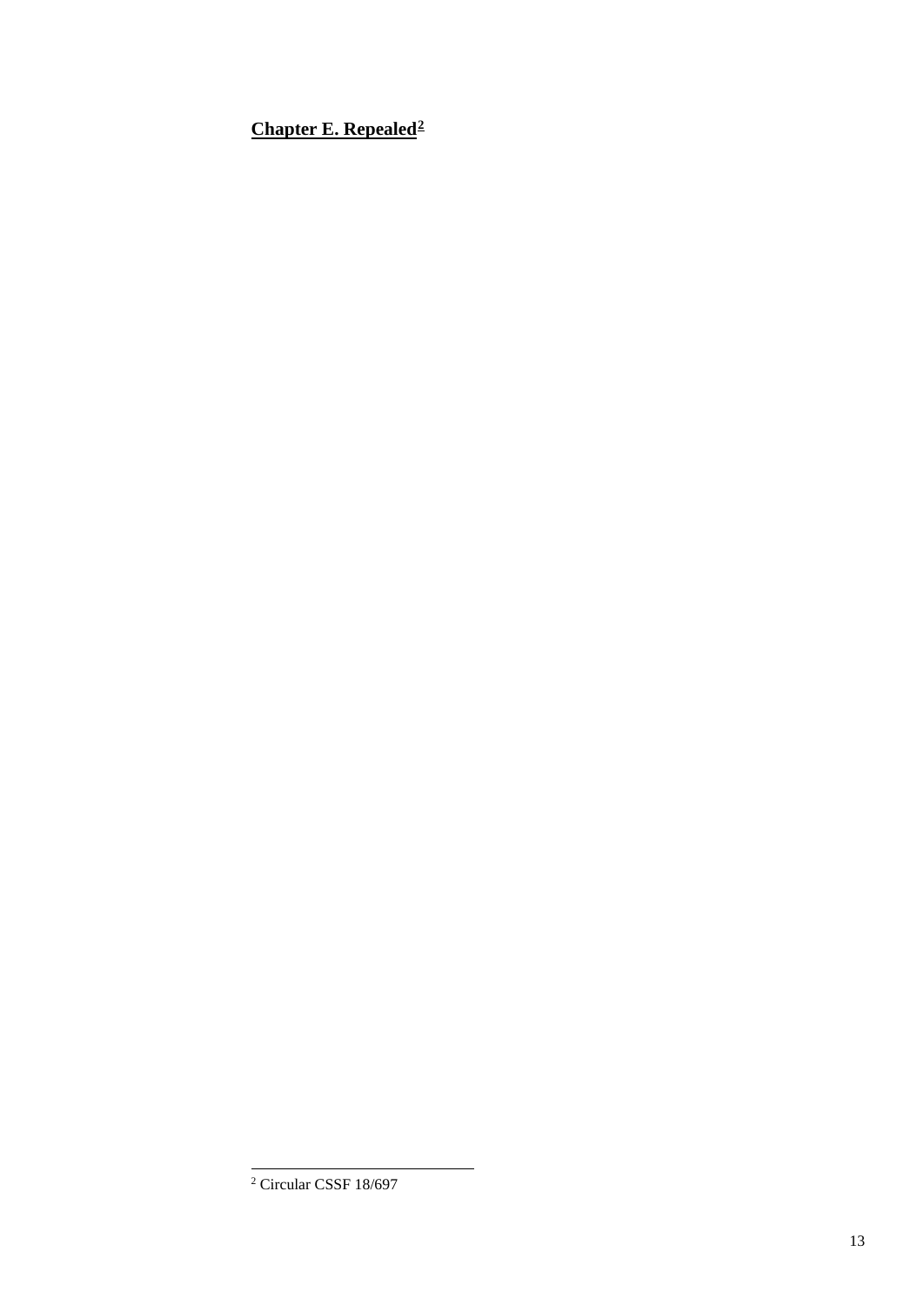## Chapter E. Repealed[2]

[2] Circular CSSF 18/697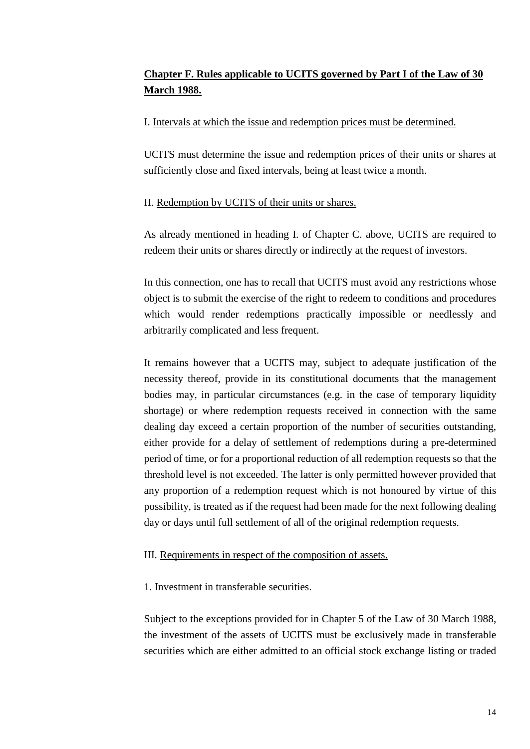## **Chapter F. Rules applicable to UCITS governed by Part I of the Law of 30 March 1988.**

I. Intervals at which the issue and redemption prices must be determined.

UCITS must determine the issue and redemption prices of their units or shares at sufficiently close and fixed intervals, being at least twice a month.

II. Redemption by UCITS of their units or shares.

As already mentioned in heading I. of Chapter C. above, UCITS are required to redeem their units or shares directly or indirectly at the request of investors.

In this connection, one has to recall that UCITS must avoid any restrictions whose object is to submit the exercise of the right to redeem to conditions and procedures which would render redemptions practically impossible or needlessly and arbitrarily complicated and less frequent.

It remains however that a UCITS may, subject to adequate justification of the necessity thereof, provide in its constitutional documents that the management bodies may, in particular circumstances (e.g. in the case of temporary liquidity shortage) or where redemption requests received in connection with the same dealing day exceed a certain proportion of the number of securities outstanding, either provide for a delay of settlement of redemptions during a pre-determined period of time, or for a proportional reduction of all redemption requests so that the threshold level is not exceeded. The latter is only permitted however provided that any proportion of a redemption request which is not honoured by virtue of this possibility, is treated as if the request had been made for the next following dealing day or days until full settlement of all of the original redemption requests.

III. Requirements in respect of the composition of assets.

1. Investment in transferable securities.

Subject to the exceptions provided for in Chapter 5 of the Law of 30 March 1988, the investment of the assets of UCITS must be exclusively made in transferable securities which are either admitted to an official stock exchange listing or traded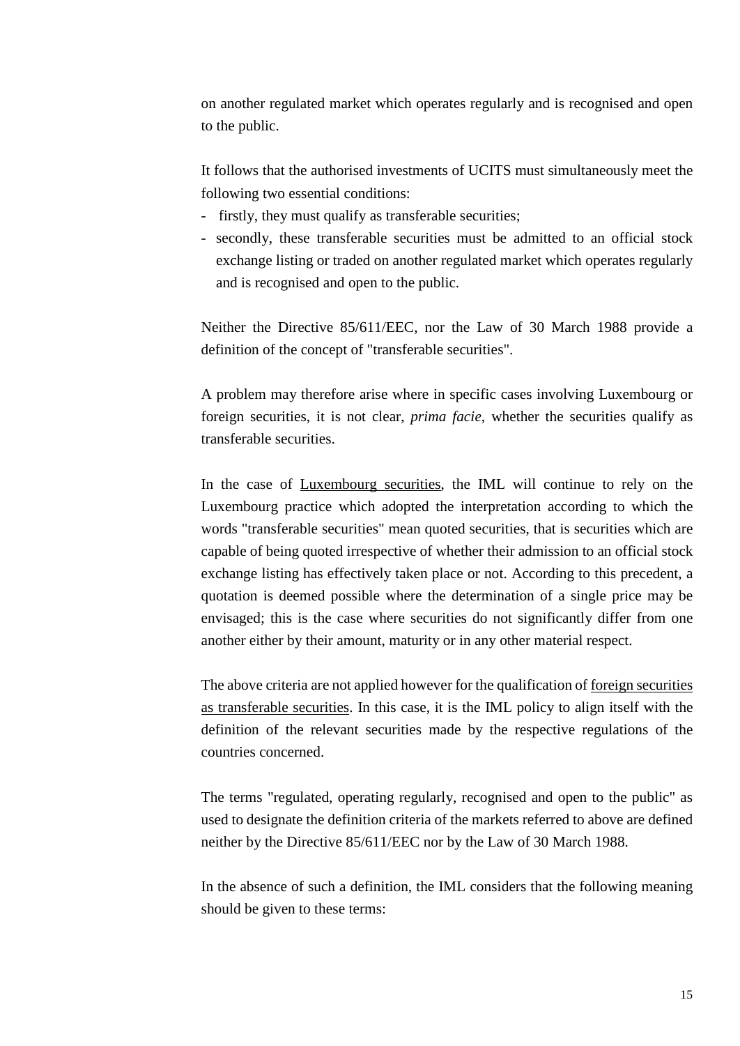on another regulated market which operates regularly and is recognised and open to the public.

It follows that the authorised investments of UCITS must simultaneously meet the following two essential conditions:

- firstly, they must qualify as transferable securities;
- secondly, these transferable securities must be admitted to an official stock exchange listing or traded on another regulated market which operates regularly and is recognised and open to the public.

Neither the Directive 85/611/EEC, nor the Law of 30 March 1988 provide a definition of the concept of "transferable securities".

A problem may therefore arise where in specific cases involving Luxembourg or foreign securities, it is not clear, *prima facie*, whether the securities qualify as transferable securities.

In the case of <u>Luxembourg securities</u>, the IML will continue to rely on the Luxembourg practice which adopted the interpretation according to which the words "transferable securities" mean quoted securities, that is securities which are capable of being quoted irrespective of whether their admission to an official stock exchange listing has effectively taken place or not. According to this precedent, a quotation is deemed possible where the determination of a single price may be envisaged; this is the case where securities do not significantly differ from one another either by their amount, maturity or in any other material respect.

The above criteria are not applied however for the qualification of <u>foreign securities as transferable securities</u>. In this case, it is the IML policy to align itself with the definition of the relevant securities made by the respective regulations of the countries concerned.

The terms "regulated, operating regularly, recognised and open to the public" as used to designate the definition criteria of the markets referred to above are defined neither by the Directive 85/611/EEC nor by the Law of 30 March 1988.

In the absence of such a definition, the IML considers that the following meaning should be given to these terms: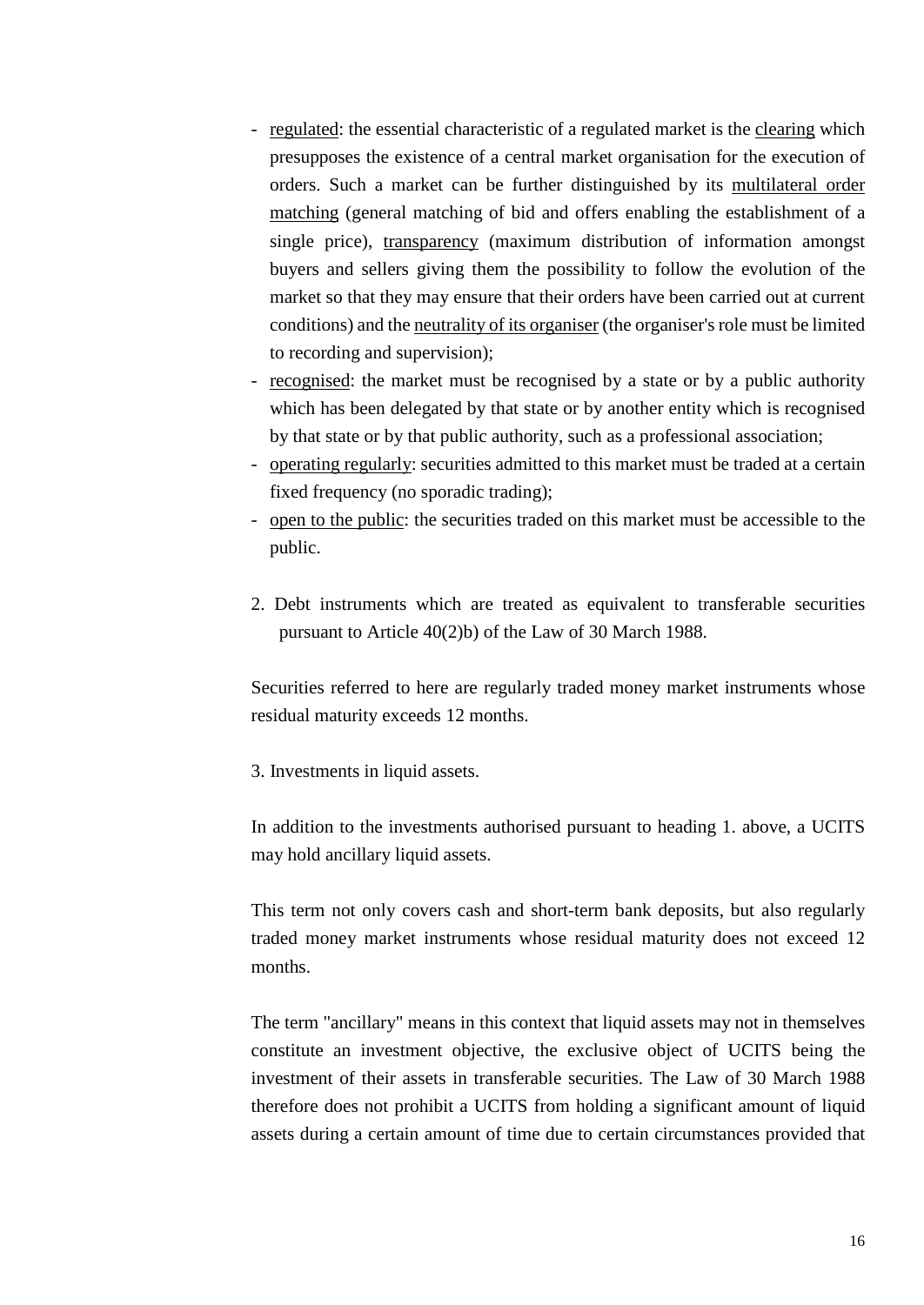- regulated: the essential characteristic of a regulated market is the clearing which presupposes the existence of a central market organisation for the execution of orders. Such a market can be further distinguished by its multilateral order matching (general matching of bid and offers enabling the establishment of a single price), transparency (maximum distribution of information amongst buyers and sellers giving them the possibility to follow the evolution of the market so that they may ensure that their orders have been carried out at current conditions) and the neutrality of its organiser (the organiser's role must be limited to recording and supervision);
- recognised: the market must be recognised by a state or by a public authority which has been delegated by that state or by another entity which is recognised by that state or by that public authority, such as a professional association;
- operating regularly: securities admitted to this market must be traded at a certain fixed frequency (no sporadic trading);
- open to the public: the securities traded on this market must be accessible to the public.

2. Debt instruments which are treated as equivalent to transferable securities pursuant to Article 40(2)b) of the Law of 30 March 1988.

Securities referred to here are regularly traded money market instruments whose residual maturity exceeds 12 months.

3. Investments in liquid assets.

In addition to the investments authorised pursuant to heading 1. above, a UCITS may hold ancillary liquid assets.

This term not only covers cash and short-term bank deposits, but also regularly traded money market instruments whose residual maturity does not exceed 12 months.

The term "ancillary" means in this context that liquid assets may not in themselves constitute an investment objective, the exclusive object of UCITS being the investment of their assets in transferable securities. The Law of 30 March 1988 therefore does not prohibit a UCITS from holding a significant amount of liquid assets during a certain amount of time due to certain circumstances provided that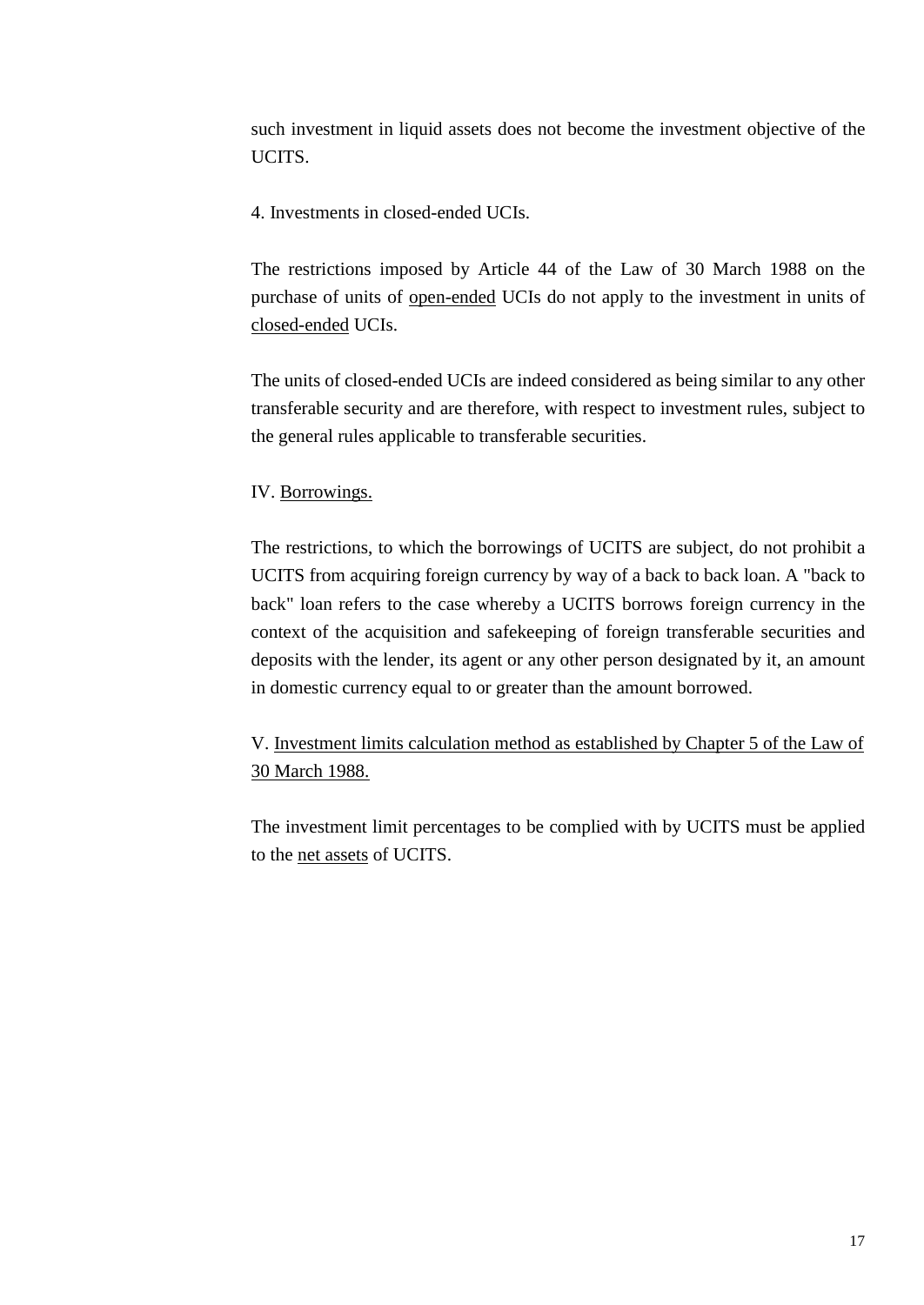such investment in liquid assets does not become the investment objective of the UCITS.

4. Investments in closed-ended UCIs.

The restrictions imposed by Article 44 of the Law of 30 March 1988 on the purchase of units of open-ended UCIs do not apply to the investment in units of closed-ended UCIs.

The units of closed-ended UCIs are indeed considered as being similar to any other transferable security and are therefore, with respect to investment rules, subject to the general rules applicable to transferable securities.

IV. Borrowings.

The restrictions, to which the borrowings of UCITS are subject, do not prohibit a UCITS from acquiring foreign currency by way of a back to back loan. A "back to back" loan refers to the case whereby a UCITS borrows foreign currency in the context of the acquisition and safekeeping of foreign transferable securities and deposits with the lender, its agent or any other person designated by it, an amount in domestic currency equal to or greater than the amount borrowed.

V. Investment limits calculation method as established by Chapter 5 of the Law of 30 March 1988.

The investment limit percentages to be complied with by UCITS must be applied to the net assets of UCITS.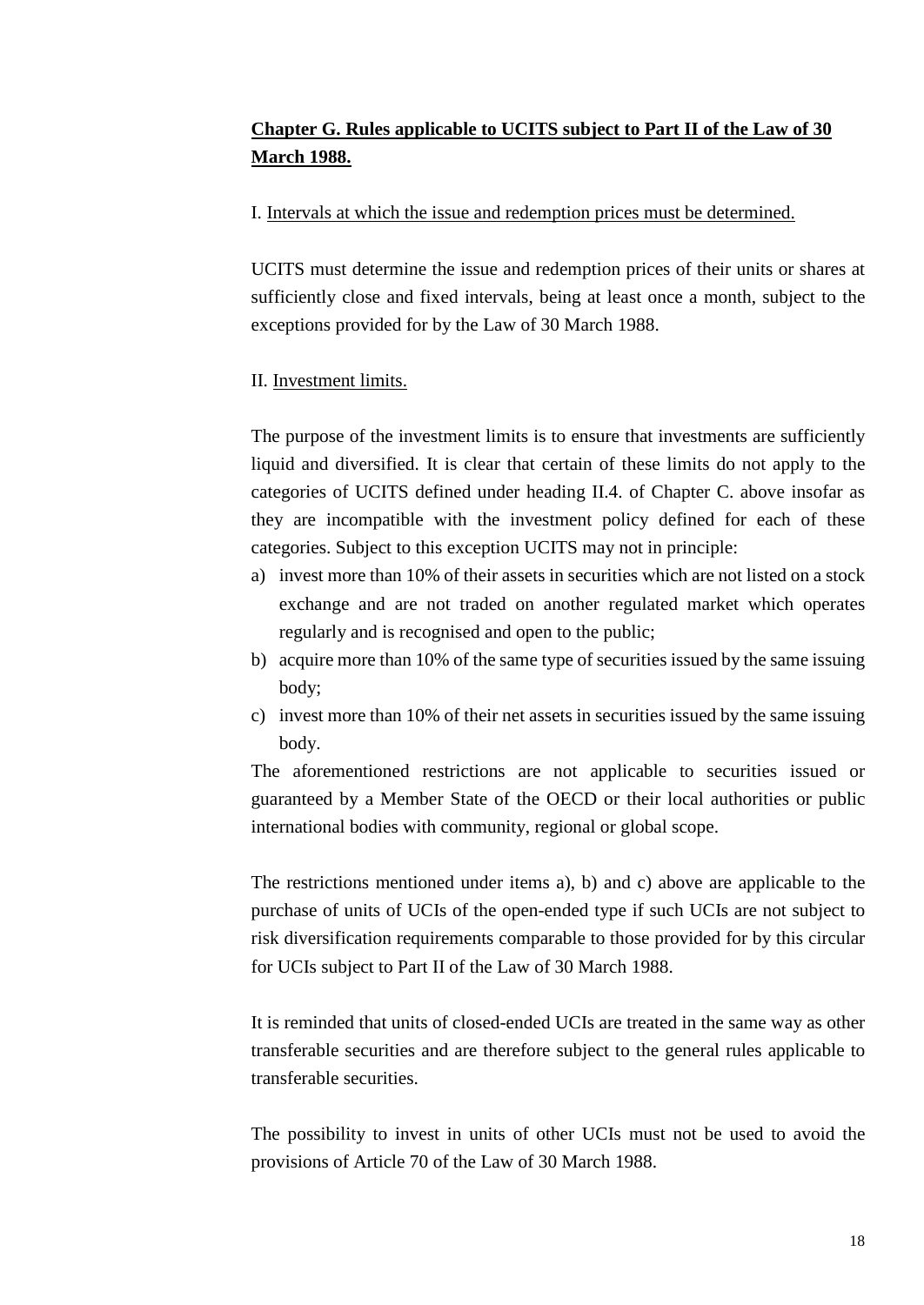## **Chapter G. Rules applicable to UCITS subject to Part II of the Law of 30 March 1988.**

I. Intervals at which the issue and redemption prices must be determined.

UCITS must determine the issue and redemption prices of their units or shares at sufficiently close and fixed intervals, being at least once a month, subject to the exceptions provided for by the Law of 30 March 1988.

II. Investment limits.

The purpose of the investment limits is to ensure that investments are sufficiently liquid and diversified. It is clear that certain of these limits do not apply to the categories of UCITS defined under heading II.4. of Chapter C. above insofar as they are incompatible with the investment policy defined for each of these categories. Subject to this exception UCITS may not in principle:

a) invest more than 10% of their assets in securities which are not listed on a stock exchange and are not traded on another regulated market which operates regularly and is recognised and open to the public;
b) acquire more than 10% of the same type of securities issued by the same issuing body;
c) invest more than 10% of their net assets in securities issued by the same issuing body.

The aforementioned restrictions are not applicable to securities issued or guaranteed by a Member State of the OECD or their local authorities or public international bodies with community, regional or global scope.

The restrictions mentioned under items a), b) and c) above are applicable to the purchase of units of UCIs of the open-ended type if such UCIs are not subject to risk diversification requirements comparable to those provided for by this circular for UCIs subject to Part II of the Law of 30 March 1988.

It is reminded that units of closed-ended UCIs are treated in the same way as other transferable securities and are therefore subject to the general rules applicable to transferable securities.

The possibility to invest in units of other UCIs must not be used to avoid the provisions of Article 70 of the Law of 30 March 1988.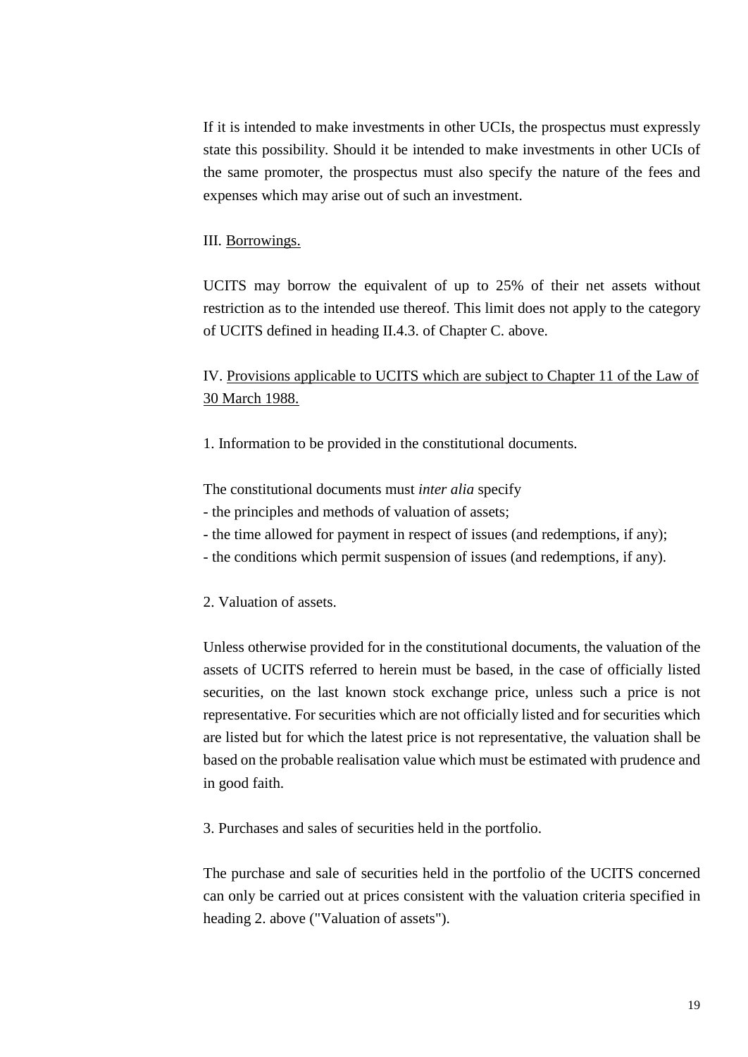If it is intended to make investments in other UCIs, the prospectus must expressly state this possibility. Should it be intended to make investments in other UCIs of the same promoter, the prospectus must also specify the nature of the fees and expenses which may arise out of such an investment.

### III. Borrowings.

UCITS may borrow the equivalent of up to 25% of their net assets without restriction as to the intended use thereof. This limit does not apply to the category of UCITS defined in heading II.4.3. of Chapter C. above.

### IV. Provisions applicable to UCITS which are subject to Chapter 11 of the Law of 30 March 1988.

1. Information to be provided in the constitutional documents.

The constitutional documents must *inter alia* specify

- the principles and methods of valuation of assets;
- the time allowed for payment in respect of issues (and redemptions, if any);
- the conditions which permit suspension of issues (and redemptions, if any).

2. Valuation of assets.

Unless otherwise provided for in the constitutional documents, the valuation of the assets of UCITS referred to herein must be based, in the case of officially listed securities, on the last known stock exchange price, unless such a price is not representative. For securities which are not officially listed and for securities which are listed but for which the latest price is not representative, the valuation shall be based on the probable realisation value which must be estimated with prudence and in good faith.

3. Purchases and sales of securities held in the portfolio.

The purchase and sale of securities held in the portfolio of the UCITS concerned can only be carried out at prices consistent with the valuation criteria specified in heading 2. above ("Valuation of assets").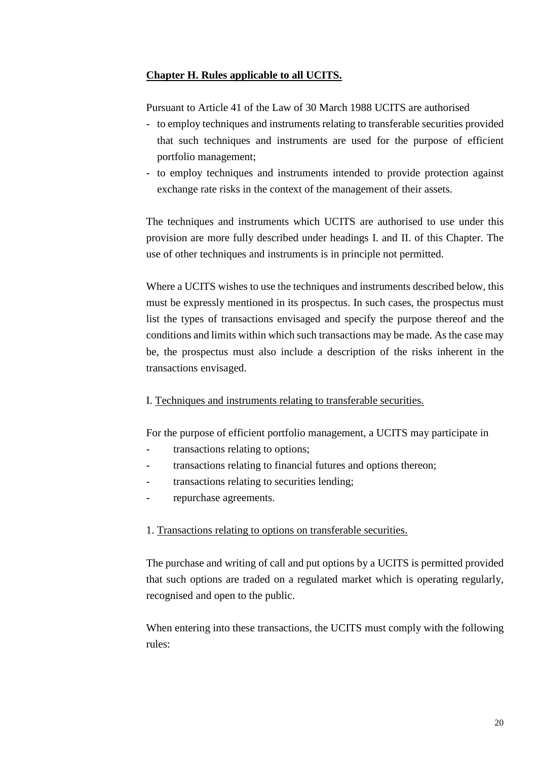**Chapter H. Rules applicable to all UCITS.**

Pursuant to Article 41 of the Law of 30 March 1988 UCITS are authorised

- to employ techniques and instruments relating to transferable securities provided that such techniques and instruments are used for the purpose of efficient portfolio management;
- to employ techniques and instruments intended to provide protection against exchange rate risks in the context of the management of their assets.

The techniques and instruments which UCITS are authorised to use under this provision are more fully described under headings I. and II. of this Chapter. The use of other techniques and instruments is in principle not permitted.

Where a UCITS wishes to use the techniques and instruments described below, this must be expressly mentioned in its prospectus. In such cases, the prospectus must list the types of transactions envisaged and specify the purpose thereof and the conditions and limits within which such transactions may be made. As the case may be, the prospectus must also include a description of the risks inherent in the transactions envisaged.

I. Techniques and instruments relating to transferable securities.

For the purpose of efficient portfolio management, a UCITS may participate in

- transactions relating to options;
- transactions relating to financial futures and options thereon;
- transactions relating to securities lending;
- repurchase agreements.

1. Transactions relating to options on transferable securities.

The purchase and writing of call and put options by a UCITS is permitted provided that such options are traded on a regulated market which is operating regularly, recognised and open to the public.

When entering into these transactions, the UCITS must comply with the following rules: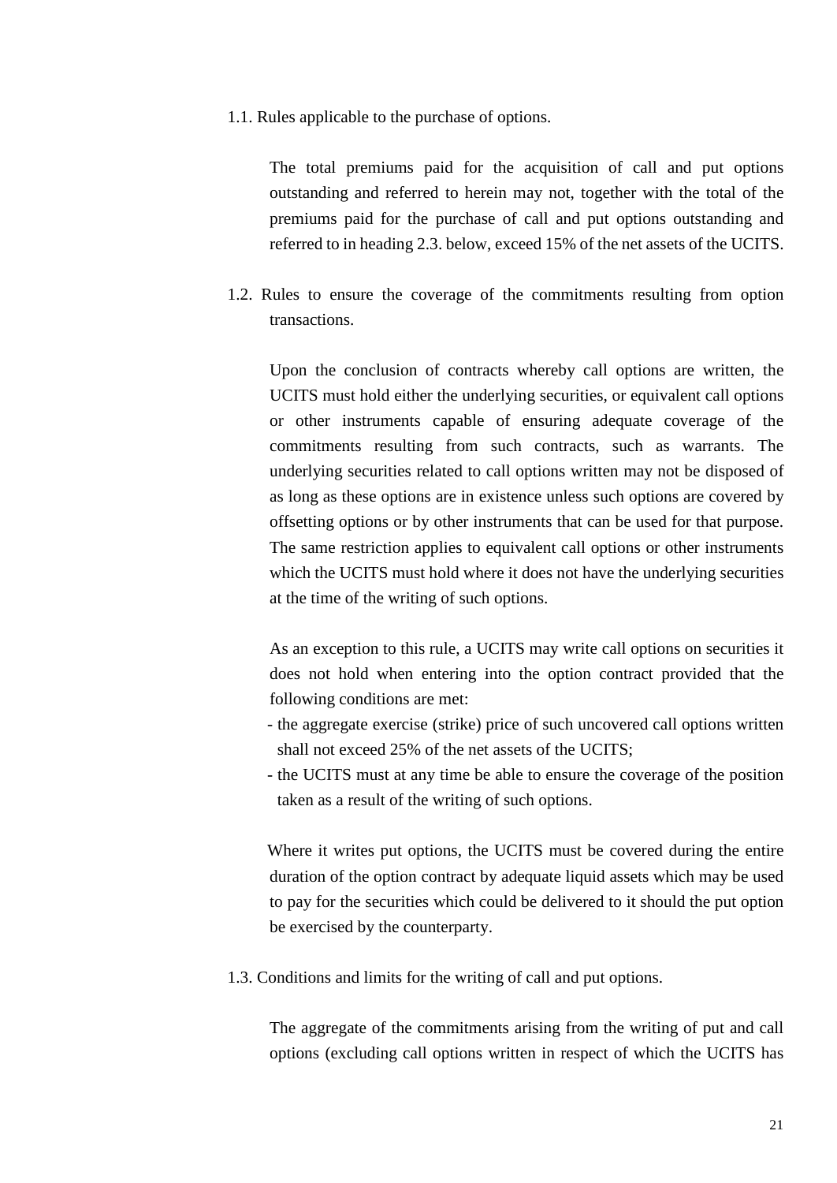1.1. Rules applicable to the purchase of options.

The total premiums paid for the acquisition of call and put options outstanding and referred to herein may not, together with the total of the premiums paid for the purchase of call and put options outstanding and referred to in heading 2.3. below, exceed 15% of the net assets of the UCITS.

1.2. Rules to ensure the coverage of the commitments resulting from option transactions.

Upon the conclusion of contracts whereby call options are written, the UCITS must hold either the underlying securities, or equivalent call options or other instruments capable of ensuring adequate coverage of the commitments resulting from such contracts, such as warrants. The underlying securities related to call options written may not be disposed of as long as these options are in existence unless such options are covered by offsetting options or by other instruments that can be used for that purpose. The same restriction applies to equivalent call options or other instruments which the UCITS must hold where it does not have the underlying securities at the time of the writing of such options.

As an exception to this rule, a UCITS may write call options on securities it does not hold when entering into the option contract provided that the following conditions are met:

- the aggregate exercise (strike) price of such uncovered call options written shall not exceed 25% of the net assets of the UCITS;
- the UCITS must at any time be able to ensure the coverage of the position taken as a result of the writing of such options.

Where it writes put options, the UCITS must be covered during the entire duration of the option contract by adequate liquid assets which may be used to pay for the securities which could be delivered to it should the put option be exercised by the counterparty.

1.3. Conditions and limits for the writing of call and put options.

The aggregate of the commitments arising from the writing of put and call options (excluding call options written in respect of which the UCITS has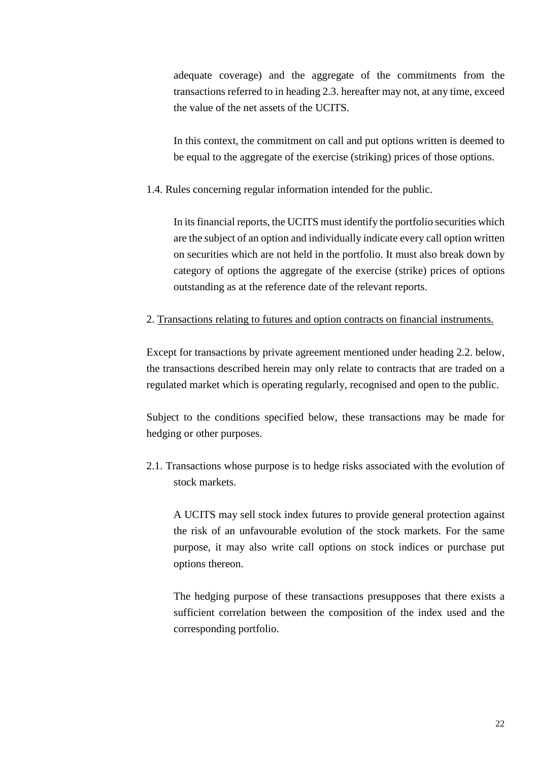adequate coverage) and the aggregate of the commitments from the transactions referred to in heading 2.3. hereafter may not, at any time, exceed the value of the net assets of the UCITS.

In this context, the commitment on call and put options written is deemed to be equal to the aggregate of the exercise (striking) prices of those options.

1.4. Rules concerning regular information intended for the public.

In its financial reports, the UCITS must identify the portfolio securities which are the subject of an option and individually indicate every call option written on securities which are not held in the portfolio. It must also break down by category of options the aggregate of the exercise (strike) prices of options outstanding as at the reference date of the relevant reports.

2. <u>Transactions relating to futures and option contracts on financial instruments.</u>

Except for transactions by private agreement mentioned under heading 2.2. below, the transactions described herein may only relate to contracts that are traded on a regulated market which is operating regularly, recognised and open to the public.

Subject to the conditions specified below, these transactions may be made for hedging or other purposes.

2.1. Transactions whose purpose is to hedge risks associated with the evolution of stock markets.

A UCITS may sell stock index futures to provide general protection against the risk of an unfavourable evolution of the stock markets. For the same purpose, it may also write call options on stock indices or purchase put options thereon.

The hedging purpose of these transactions presupposes that there exists a sufficient correlation between the composition of the index used and the corresponding portfolio.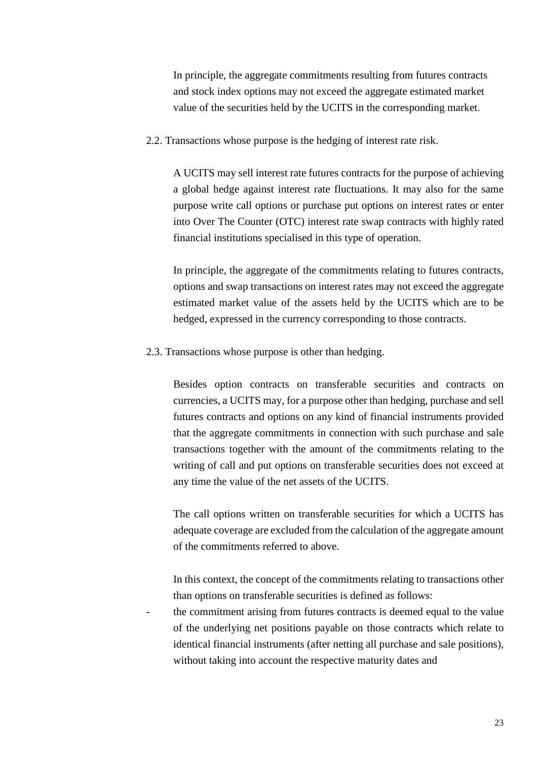In principle, the aggregate commitments resulting from futures contracts and stock index options may not exceed the aggregate estimated market value of the securities held by the UCITS in the corresponding market.

2.2. Transactions whose purpose is the hedging of interest rate risk.

A UCITS may sell interest rate futures contracts for the purpose of achieving a global hedge against interest rate fluctuations. It may also for the same purpose write call options or purchase put options on interest rates or enter into Over The Counter (OTC) interest rate swap contracts with highly rated financial institutions specialised in this type of operation.

In principle, the aggregate of the commitments relating to futures contracts, options and swap transactions on interest rates may not exceed the aggregate estimated market value of the assets held by the UCITS which are to be hedged, expressed in the currency corresponding to those contracts.

2.3. Transactions whose purpose is other than hedging.

Besides option contracts on transferable securities and contracts on currencies, a UCITS may, for a purpose other than hedging, purchase and sell futures contracts and options on any kind of financial instruments provided that the aggregate commitments in connection with such purchase and sale transactions together with the amount of the commitments relating to the writing of call and put options on transferable securities does not exceed at any time the value of the net assets of the UCITS.

The call options written on transferable securities for which a UCITS has adequate coverage are excluded from the calculation of the aggregate amount of the commitments referred to above.

In this context, the concept of the commitments relating to transactions other than options on transferable securities is defined as follows:

- the commitment arising from futures contracts is deemed equal to the value of the underlying net positions payable on those contracts which relate to identical financial instruments (after netting all purchase and sale positions), without taking into account the respective maturity dates and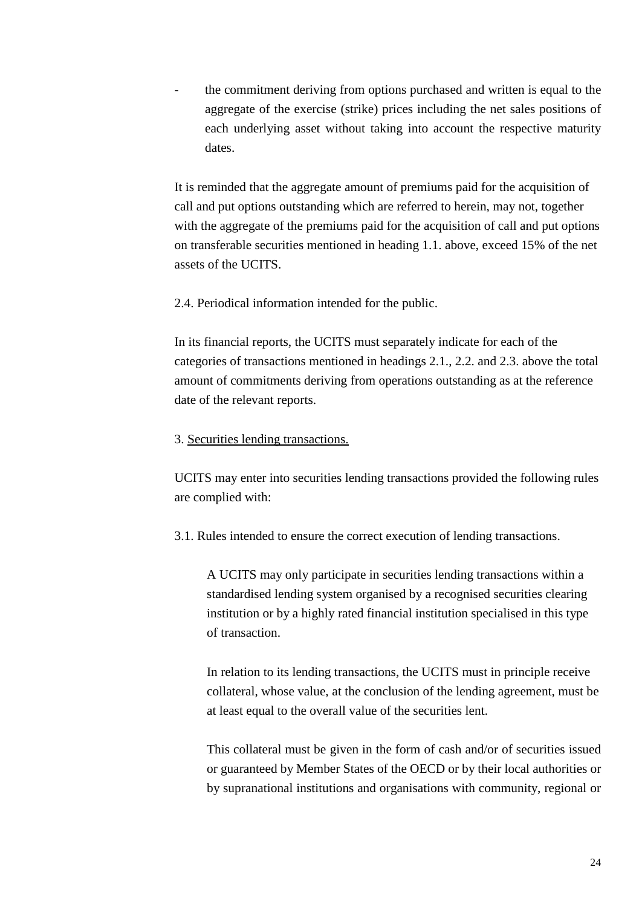- the commitment deriving from options purchased and written is equal to the aggregate of the exercise (strike) prices including the net sales positions of each underlying asset without taking into account the respective maturity dates.

It is reminded that the aggregate amount of premiums paid for the acquisition of call and put options outstanding which are referred to herein, may not, together with the aggregate of the premiums paid for the acquisition of call and put options on transferable securities mentioned in heading 1.1. above, exceed 15% of the net assets of the UCITS.

2.4. Periodical information intended for the public.

In its financial reports, the UCITS must separately indicate for each of the categories of transactions mentioned in headings 2.1., 2.2. and 2.3. above the total amount of commitments deriving from operations outstanding as at the reference date of the relevant reports.

3. Securities lending transactions.

UCITS may enter into securities lending transactions provided the following rules are complied with:

3.1. Rules intended to ensure the correct execution of lending transactions.

A UCITS may only participate in securities lending transactions within a standardised lending system organised by a recognised securities clearing institution or by a highly rated financial institution specialised in this type of transaction.

In relation to its lending transactions, the UCITS must in principle receive collateral, whose value, at the conclusion of the lending agreement, must be at least equal to the overall value of the securities lent.

This collateral must be given in the form of cash and/or of securities issued or guaranteed by Member States of the OECD or by their local authorities or by supranational institutions and organisations with community, regional or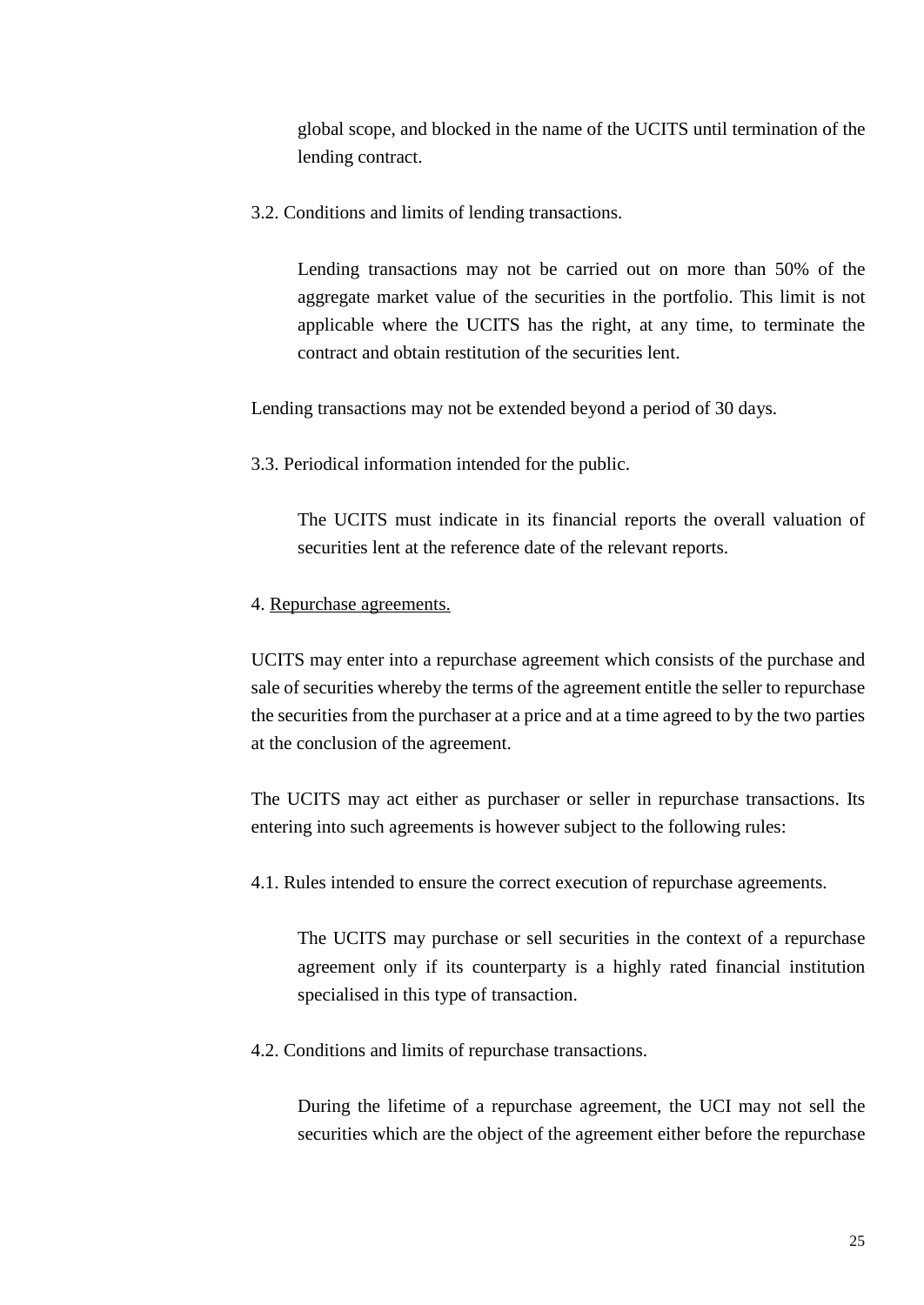global scope, and blocked in the name of the UCITS until termination of the lending contract.

3.2. Conditions and limits of lending transactions.

Lending transactions may not be carried out on more than 50% of the aggregate market value of the securities in the portfolio. This limit is not applicable where the UCITS has the right, at any time, to terminate the contract and obtain restitution of the securities lent.

Lending transactions may not be extended beyond a period of 30 days.

3.3. Periodical information intended for the public.

The UCITS must indicate in its financial reports the overall valuation of securities lent at the reference date of the relevant reports.

4. <u>Repurchase agreements.</u>

UCITS may enter into a repurchase agreement which consists of the purchase and sale of securities whereby the terms of the agreement entitle the seller to repurchase the securities from the purchaser at a price and at a time agreed to by the two parties at the conclusion of the agreement.

The UCITS may act either as purchaser or seller in repurchase transactions. Its entering into such agreements is however subject to the following rules:

4.1. Rules intended to ensure the correct execution of repurchase agreements.

The UCITS may purchase or sell securities in the context of a repurchase agreement only if its counterparty is a highly rated financial institution specialised in this type of transaction.

4.2. Conditions and limits of repurchase transactions.

During the lifetime of a repurchase agreement, the UCI may not sell the securities which are the object of the agreement either before the repurchase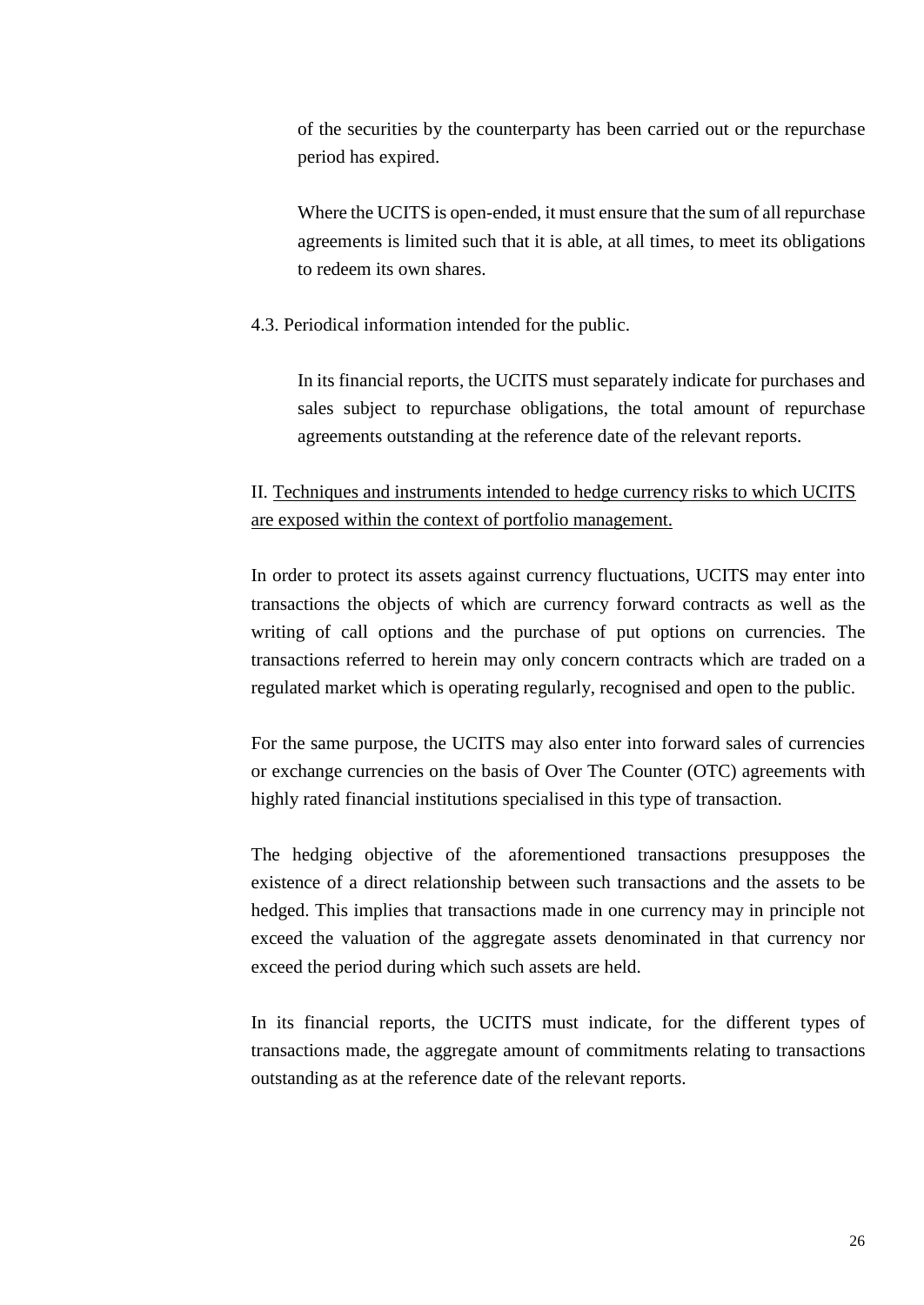of the securities by the counterparty has been carried out or the repurchase period has expired.

Where the UCITS is open-ended, it must ensure that the sum of all repurchase agreements is limited such that it is able, at all times, to meet its obligations to redeem its own shares.

4.3. Periodical information intended for the public.

In its financial reports, the UCITS must separately indicate for purchases and sales subject to repurchase obligations, the total amount of repurchase agreements outstanding at the reference date of the relevant reports.

II. Techniques and instruments intended to hedge currency risks to which UCITS are exposed within the context of portfolio management.

In order to protect its assets against currency fluctuations, UCITS may enter into transactions the objects of which are currency forward contracts as well as the writing of call options and the purchase of put options on currencies. The transactions referred to herein may only concern contracts which are traded on a regulated market which is operating regularly, recognised and open to the public.

For the same purpose, the UCITS may also enter into forward sales of currencies or exchange currencies on the basis of Over The Counter (OTC) agreements with highly rated financial institutions specialised in this type of transaction.

The hedging objective of the aforementioned transactions presupposes the existence of a direct relationship between such transactions and the assets to be hedged. This implies that transactions made in one currency may in principle not exceed the valuation of the aggregate assets denominated in that currency nor exceed the period during which such assets are held.

In its financial reports, the UCITS must indicate, for the different types of transactions made, the aggregate amount of commitments relating to transactions outstanding as at the reference date of the relevant reports.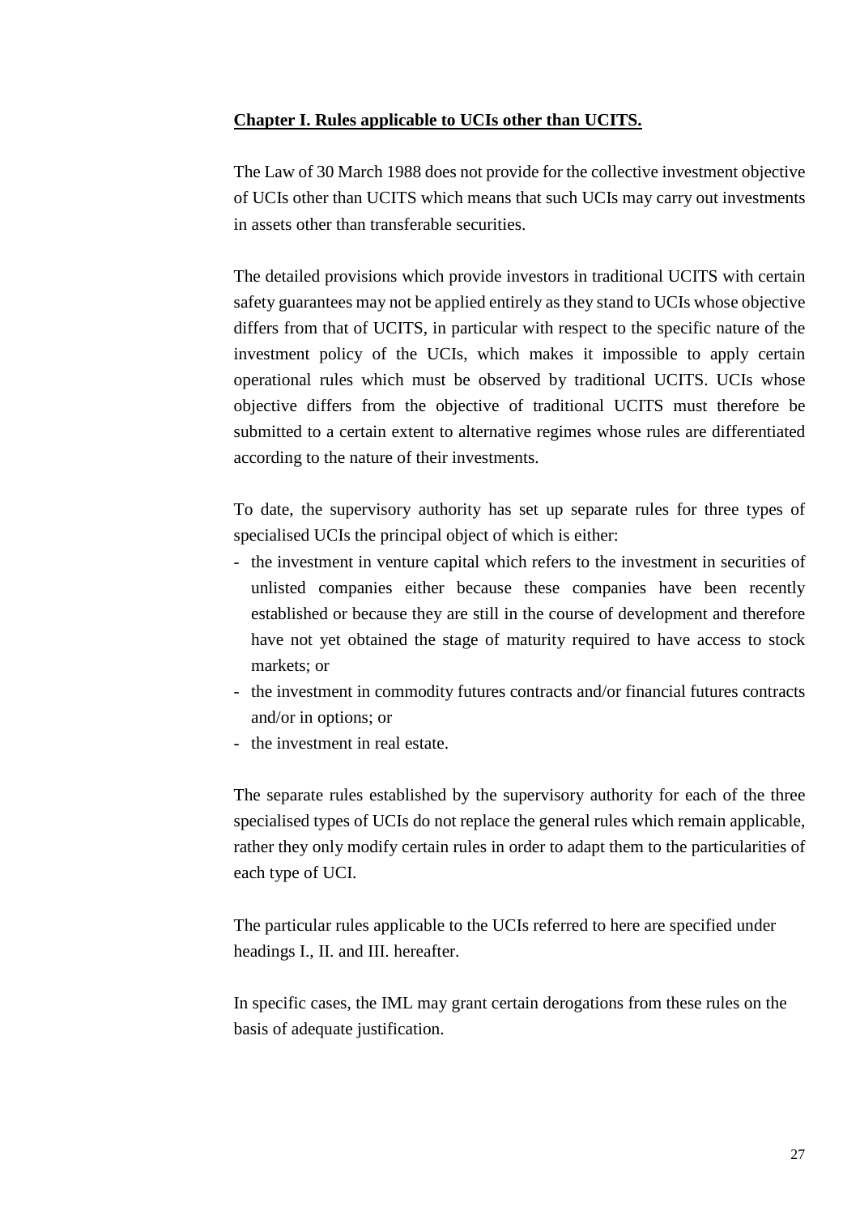## **Chapter I. Rules applicable to UCIs other than UCITS.**

The Law of 30 March 1988 does not provide for the collective investment objective of UCIs other than UCITS which means that such UCIs may carry out investments in assets other than transferable securities.

The detailed provisions which provide investors in traditional UCITS with certain safety guarantees may not be applied entirely as they stand to UCIs whose objective differs from that of UCITS, in particular with respect to the specific nature of the investment policy of the UCIs, which makes it impossible to apply certain operational rules which must be observed by traditional UCITS. UCIs whose objective differs from the objective of traditional UCITS must therefore be submitted to a certain extent to alternative regimes whose rules are differentiated according to the nature of their investments.

To date, the supervisory authority has set up separate rules for three types of specialised UCIs the principal object of which is either:

- the investment in venture capital which refers to the investment in securities of unlisted companies either because these companies have been recently established or because they are still in the course of development and therefore have not yet obtained the stage of maturity required to have access to stock markets; or
- the investment in commodity futures contracts and/or financial futures contracts and/or in options; or
- the investment in real estate.

The separate rules established by the supervisory authority for each of the three specialised types of UCIs do not replace the general rules which remain applicable, rather they only modify certain rules in order to adapt them to the particularities of each type of UCI.

The particular rules applicable to the UCIs referred to here are specified under headings I., II. and III. hereafter.

In specific cases, the IML may grant certain derogations from these rules on the basis of adequate justification.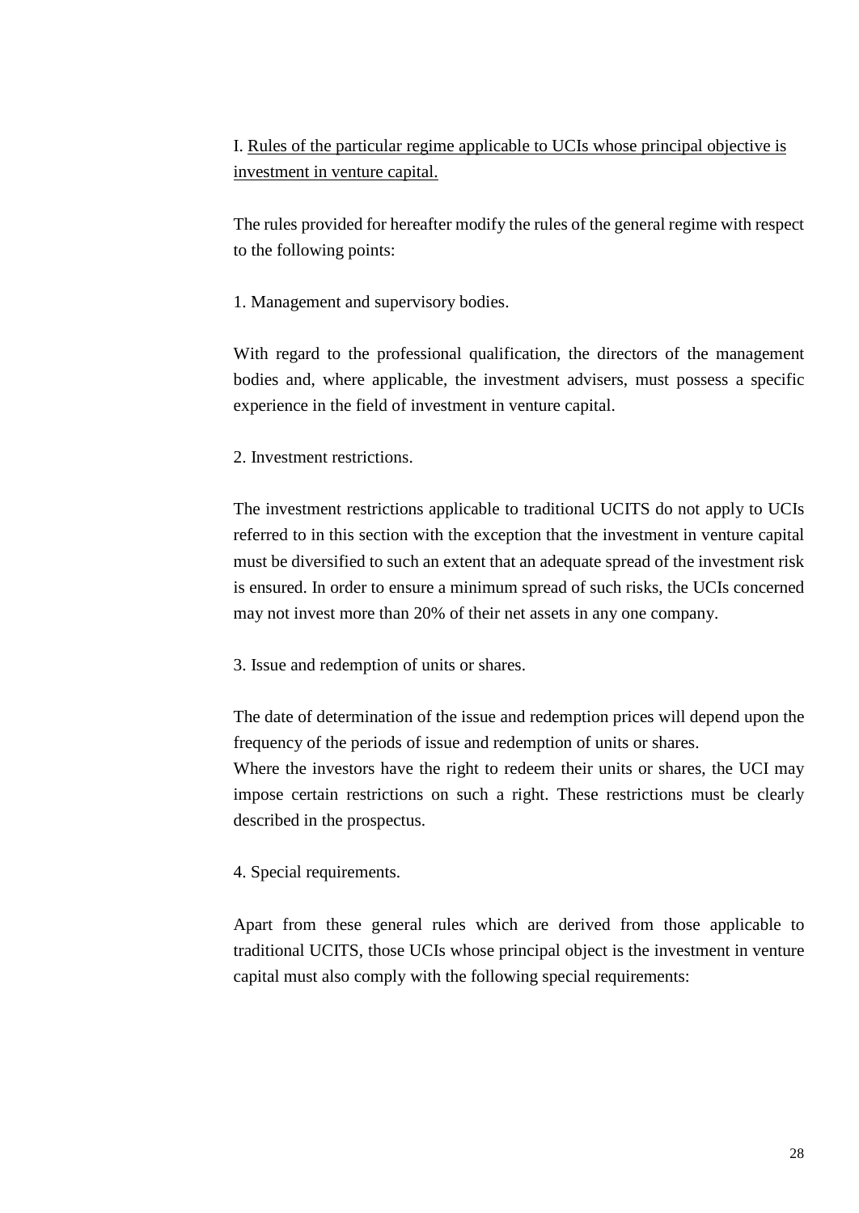I. <u>Rules of the particular regime applicable to UCIs whose principal objective is investment in venture capital.</u>

The rules provided for hereafter modify the rules of the general regime with respect to the following points:

1. Management and supervisory bodies.

With regard to the professional qualification, the directors of the management bodies and, where applicable, the investment advisers, must possess a specific experience in the field of investment in venture capital.

2. Investment restrictions.

The investment restrictions applicable to traditional UCITS do not apply to UCIs referred to in this section with the exception that the investment in venture capital must be diversified to such an extent that an adequate spread of the investment risk is ensured. In order to ensure a minimum spread of such risks, the UCIs concerned may not invest more than 20% of their net assets in any one company.

3. Issue and redemption of units or shares.

The date of determination of the issue and redemption prices will depend upon the frequency of the periods of issue and redemption of units or shares.
Where the investors have the right to redeem their units or shares, the UCI may impose certain restrictions on such a right. These restrictions must be clearly described in the prospectus.

4. Special requirements.

Apart from these general rules which are derived from those applicable to traditional UCITS, those UCIs whose principal object is the investment in venture capital must also comply with the following special requirements: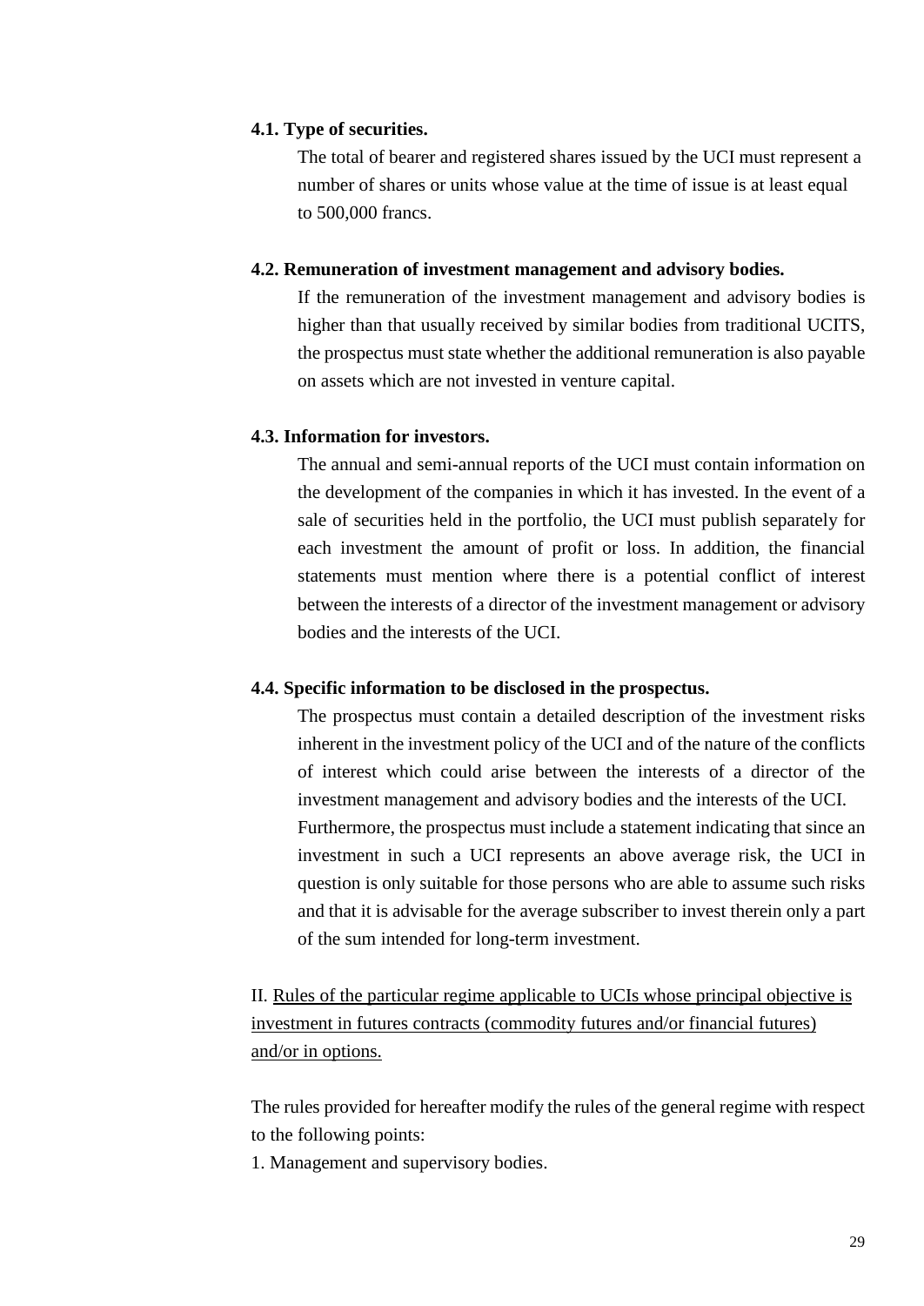**4.1. Type of securities.**

The total of bearer and registered shares issued by the UCI must represent a number of shares or units whose value at the time of issue is at least equal to 500,000 francs.

**4.2. Remuneration of investment management and advisory bodies.**

If the remuneration of the investment management and advisory bodies is higher than that usually received by similar bodies from traditional UCITS, the prospectus must state whether the additional remuneration is also payable on assets which are not invested in venture capital.

**4.3. Information for investors.**

The annual and semi-annual reports of the UCI must contain information on the development of the companies in which it has invested. In the event of a sale of securities held in the portfolio, the UCI must publish separately for each investment the amount of profit or loss. In addition, the financial statements must mention where there is a potential conflict of interest between the interests of a director of the investment management or advisory bodies and the interests of the UCI.

**4.4. Specific information to be disclosed in the prospectus.**

The prospectus must contain a detailed description of the investment risks inherent in the investment policy of the UCI and of the nature of the conflicts of interest which could arise between the interests of a director of the investment management and advisory bodies and the interests of the UCI.
Furthermore, the prospectus must include a statement indicating that since an investment in such a UCI represents an above average risk, the UCI in question is only suitable for those persons who are able to assume such risks and that it is advisable for the average subscriber to invest therein only a part of the sum intended for long-term investment.

II. Rules of the particular regime applicable to UCIs whose principal objective is investment in futures contracts (commodity futures and/or financial futures) and/or in options.

The rules provided for hereafter modify the rules of the general regime with respect to the following points:

1. Management and supervisory bodies.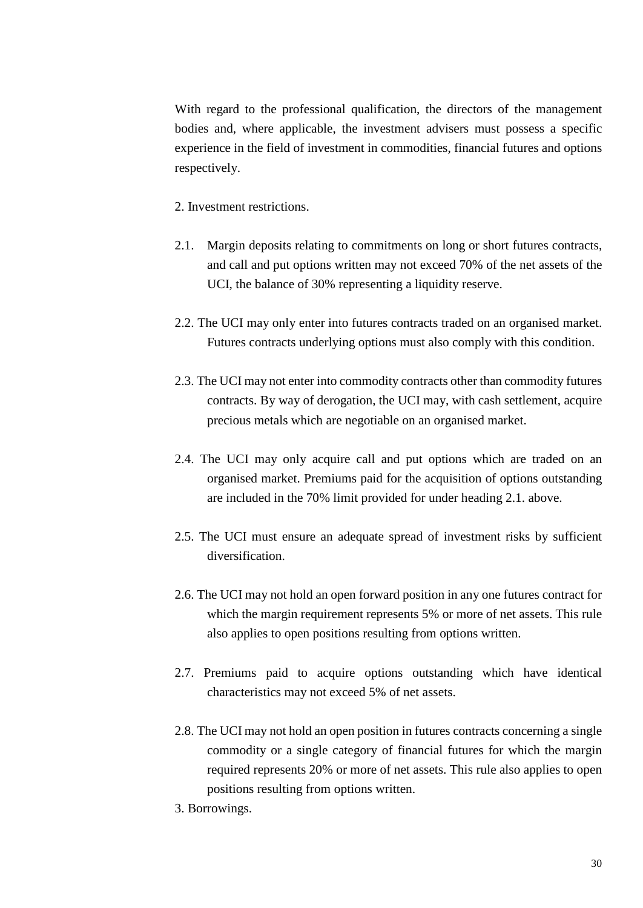With regard to the professional qualification, the directors of the management bodies and, where applicable, the investment advisers must possess a specific experience in the field of investment in commodities, financial futures and options respectively.

2. Investment restrictions.

2.1. Margin deposits relating to commitments on long or short futures contracts, and call and put options written may not exceed 70% of the net assets of the UCI, the balance of 30% representing a liquidity reserve.

2.2. The UCI may only enter into futures contracts traded on an organised market. Futures contracts underlying options must also comply with this condition.

2.3. The UCI may not enter into commodity contracts other than commodity futures contracts. By way of derogation, the UCI may, with cash settlement, acquire precious metals which are negotiable on an organised market.

2.4. The UCI may only acquire call and put options which are traded on an organised market. Premiums paid for the acquisition of options outstanding are included in the 70% limit provided for under heading 2.1. above.

2.5. The UCI must ensure an adequate spread of investment risks by sufficient diversification.

2.6. The UCI may not hold an open forward position in any one futures contract for which the margin requirement represents 5% or more of net assets. This rule also applies to open positions resulting from options written.

2.7. Premiums paid to acquire options outstanding which have identical characteristics may not exceed 5% of net assets.

2.8. The UCI may not hold an open position in futures contracts concerning a single commodity or a single category of financial futures for which the margin required represents 20% or more of net assets. This rule also applies to open positions resulting from options written.

3. Borrowings.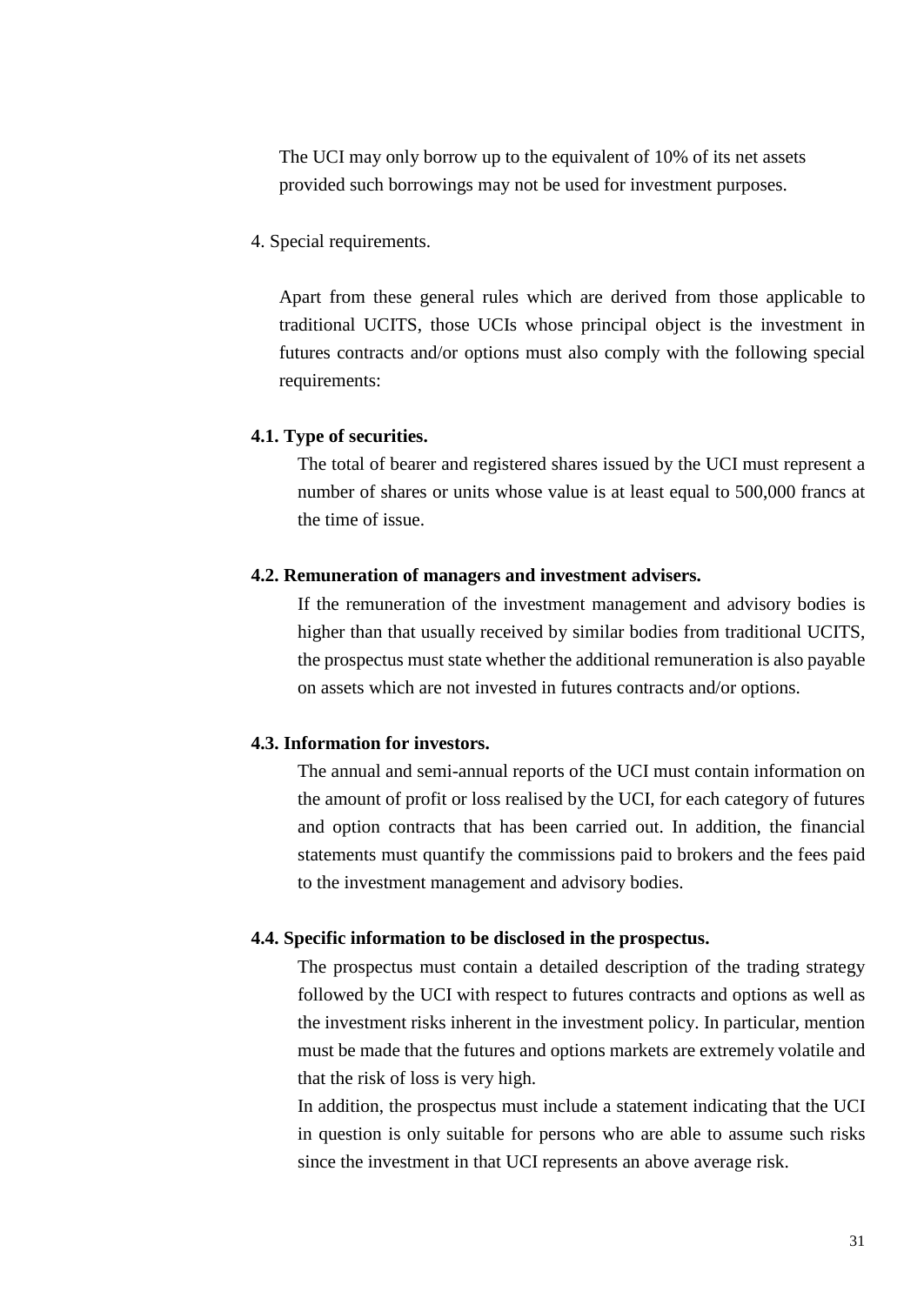The UCI may only borrow up to the equivalent of 10% of its net assets provided such borrowings may not be used for investment purposes.

4. Special requirements.

Apart from these general rules which are derived from those applicable to traditional UCITS, those UCIs whose principal object is the investment in futures contracts and/or options must also comply with the following special requirements:

**4.1. Type of securities.**

The total of bearer and registered shares issued by the UCI must represent a number of shares or units whose value is at least equal to 500,000 francs at the time of issue.

**4.2. Remuneration of managers and investment advisers.**

If the remuneration of the investment management and advisory bodies is higher than that usually received by similar bodies from traditional UCITS, the prospectus must state whether the additional remuneration is also payable on assets which are not invested in futures contracts and/or options.

**4.3. Information for investors.**

The annual and semi-annual reports of the UCI must contain information on the amount of profit or loss realised by the UCI, for each category of futures and option contracts that has been carried out. In addition, the financial statements must quantify the commissions paid to brokers and the fees paid to the investment management and advisory bodies.

**4.4. Specific information to be disclosed in the prospectus.**

The prospectus must contain a detailed description of the trading strategy followed by the UCI with respect to futures contracts and options as well as the investment risks inherent in the investment policy. In particular, mention must be made that the futures and options markets are extremely volatile and that the risk of loss is very high.

In addition, the prospectus must include a statement indicating that the UCI in question is only suitable for persons who are able to assume such risks since the investment in that UCI represents an above average risk.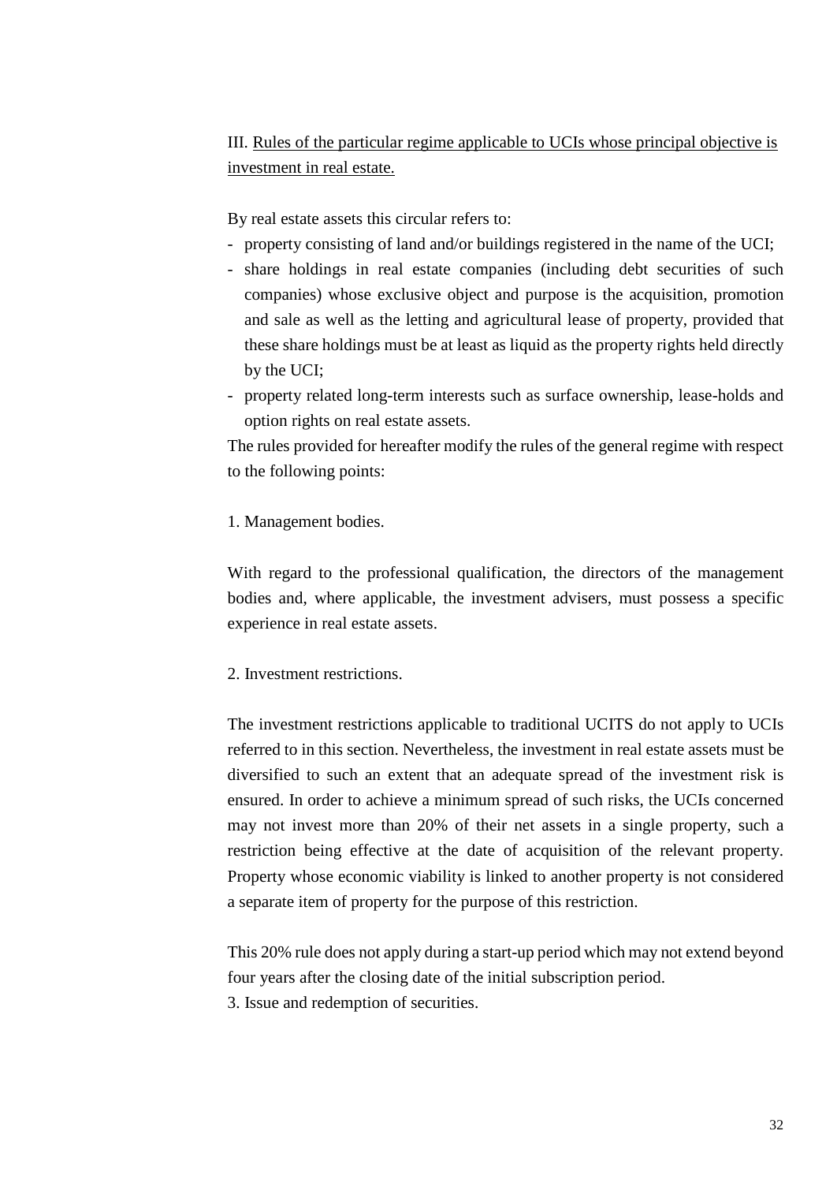## III. Rules of the particular regime applicable to UCIs whose principal objective is investment in real estate.

By real estate assets this circular refers to:

- property consisting of land and/or buildings registered in the name of the UCI;
- share holdings in real estate companies (including debt securities of such companies) whose exclusive object and purpose is the acquisition, promotion and sale as well as the letting and agricultural lease of property, provided that these share holdings must be at least as liquid as the property rights held directly by the UCI;
- property related long-term interests such as surface ownership, lease-holds and option rights on real estate assets.

The rules provided for hereafter modify the rules of the general regime with respect to the following points:

### 1. Management bodies.

With regard to the professional qualification, the directors of the management bodies and, where applicable, the investment advisers, must possess a specific experience in real estate assets.

### 2. Investment restrictions.

The investment restrictions applicable to traditional UCITS do not apply to UCIs referred to in this section. Nevertheless, the investment in real estate assets must be diversified to such an extent that an adequate spread of the investment risk is ensured. In order to achieve a minimum spread of such risks, the UCIs concerned may not invest more than 20% of their net assets in a single property, such a restriction being effective at the date of acquisition of the relevant property. Property whose economic viability is linked to another property is not considered a separate item of property for the purpose of this restriction.

This 20% rule does not apply during a start-up period which may not extend beyond four years after the closing date of the initial subscription period.

### 3. Issue and redemption of securities.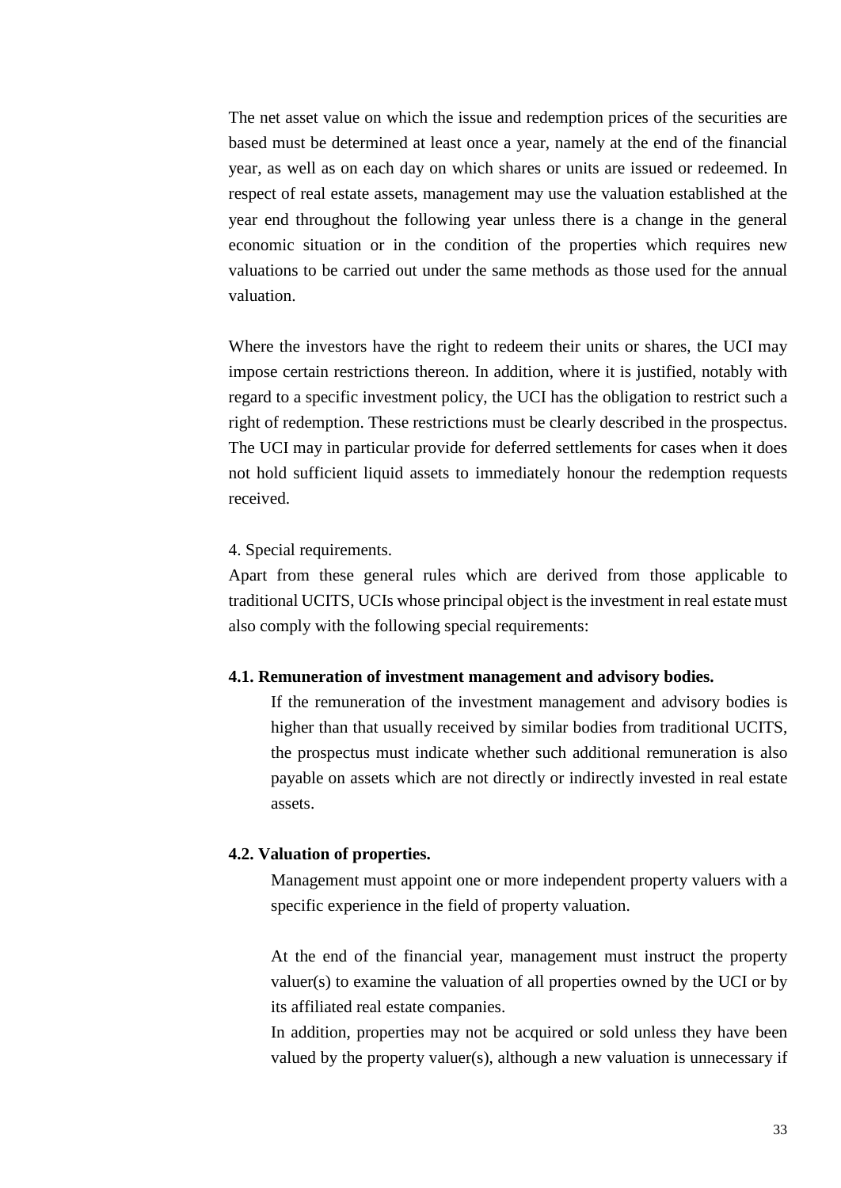The net asset value on which the issue and redemption prices of the securities are based must be determined at least once a year, namely at the end of the financial year, as well as on each day on which shares or units are issued or redeemed. In respect of real estate assets, management may use the valuation established at the year end throughout the following year unless there is a change in the general economic situation or in the condition of the properties which requires new valuations to be carried out under the same methods as those used for the annual valuation.

Where the investors have the right to redeem their units or shares, the UCI may impose certain restrictions thereon. In addition, where it is justified, notably with regard to a specific investment policy, the UCI has the obligation to restrict such a right of redemption. These restrictions must be clearly described in the prospectus. The UCI may in particular provide for deferred settlements for cases when it does not hold sufficient liquid assets to immediately honour the redemption requests received.

4. Special requirements.

Apart from these general rules which are derived from those applicable to traditional UCITS, UCIs whose principal object is the investment in real estate must also comply with the following special requirements:

**4.1. Remuneration of investment management and advisory bodies.**

If the remuneration of the investment management and advisory bodies is higher than that usually received by similar bodies from traditional UCITS, the prospectus must indicate whether such additional remuneration is also payable on assets which are not directly or indirectly invested in real estate assets.

**4.2. Valuation of properties.**

Management must appoint one or more independent property valuers with a specific experience in the field of property valuation.

At the end of the financial year, management must instruct the property valuer(s) to examine the valuation of all properties owned by the UCI or by its affiliated real estate companies.

In addition, properties may not be acquired or sold unless they have been valued by the property valuer(s), although a new valuation is unnecessary if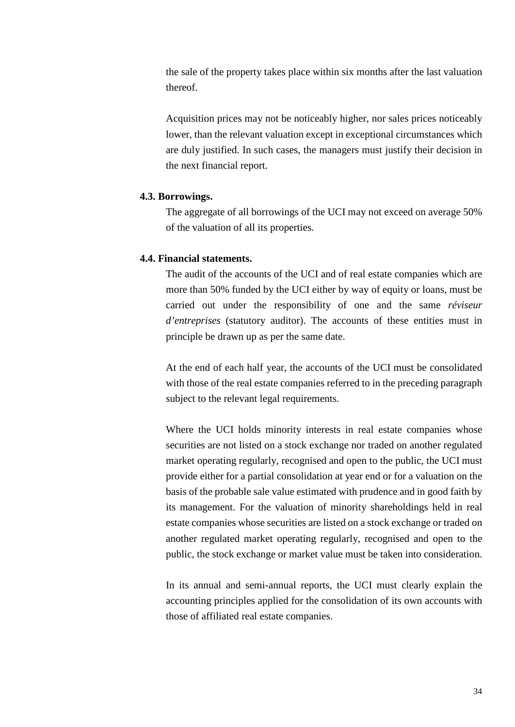the sale of the property takes place within six months after the last valuation thereof.

Acquisition prices may not be noticeably higher, nor sales prices noticeably lower, than the relevant valuation except in exceptional circumstances which are duly justified. In such cases, the managers must justify their decision in the next financial report.

**4.3. Borrowings.**

The aggregate of all borrowings of the UCI may not exceed on average 50% of the valuation of all its properties.

**4.4. Financial statements.**

The audit of the accounts of the UCI and of real estate companies which are more than 50% funded by the UCI either by way of equity or loans, must be carried out under the responsibility of one and the same *réviseur d'entreprises* (statutory auditor). The accounts of these entities must in principle be drawn up as per the same date.

At the end of each half year, the accounts of the UCI must be consolidated with those of the real estate companies referred to in the preceding paragraph subject to the relevant legal requirements.

Where the UCI holds minority interests in real estate companies whose securities are not listed on a stock exchange nor traded on another regulated market operating regularly, recognised and open to the public, the UCI must provide either for a partial consolidation at year end or for a valuation on the basis of the probable sale value estimated with prudence and in good faith by its management. For the valuation of minority shareholdings held in real estate companies whose securities are listed on a stock exchange or traded on another regulated market operating regularly, recognised and open to the public, the stock exchange or market value must be taken into consideration.

In its annual and semi-annual reports, the UCI must clearly explain the accounting principles applied for the consolidation of its own accounts with those of affiliated real estate companies.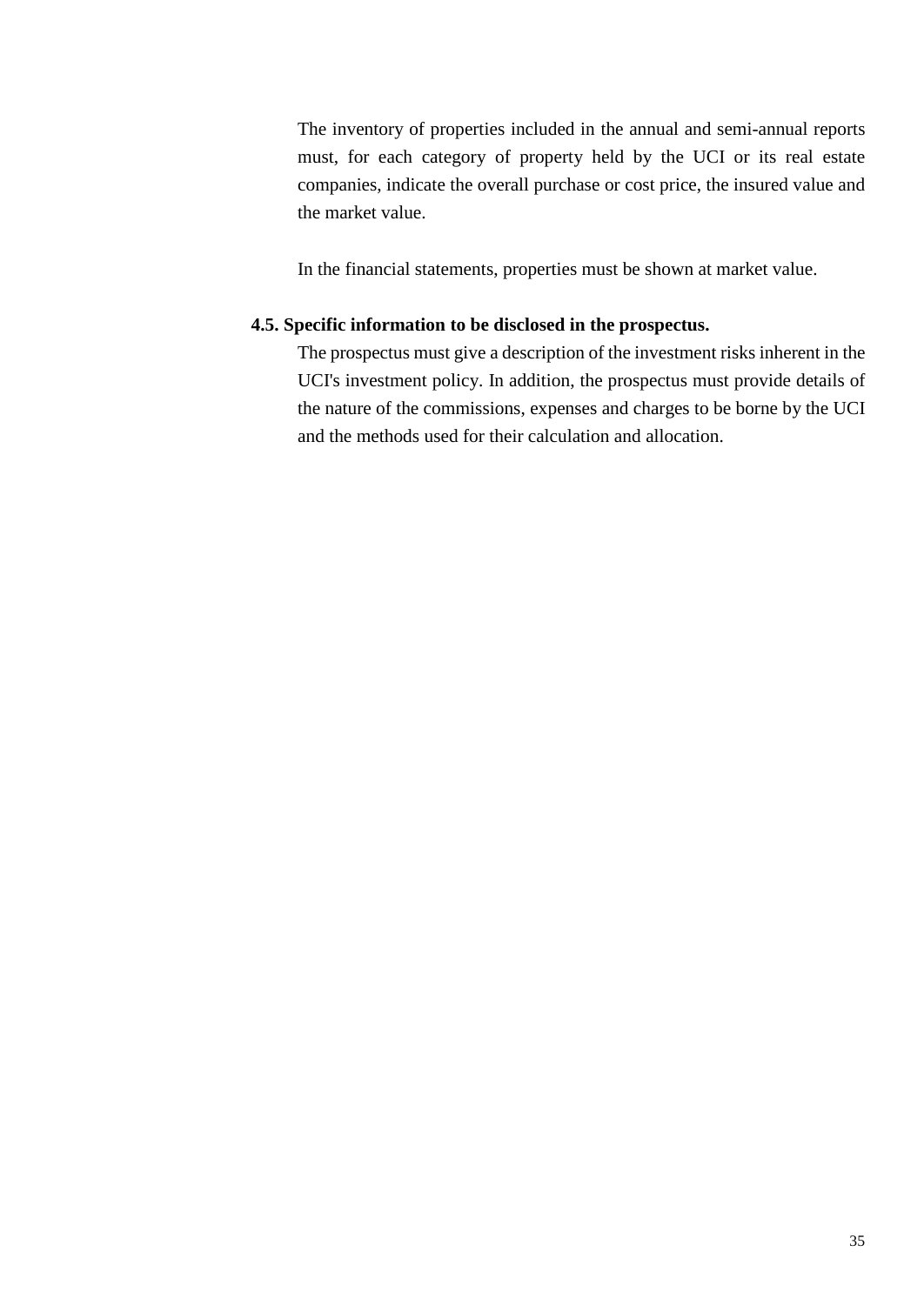The inventory of properties included in the annual and semi-annual reports must, for each category of property held by the UCI or its real estate companies, indicate the overall purchase or cost price, the insured value and the market value.

In the financial statements, properties must be shown at market value.

### 4.5. Specific information to be disclosed in the prospectus.

The prospectus must give a description of the investment risks inherent in the UCI's investment policy. In addition, the prospectus must provide details of the nature of the commissions, expenses and charges to be borne by the UCI and the methods used for their calculation and allocation.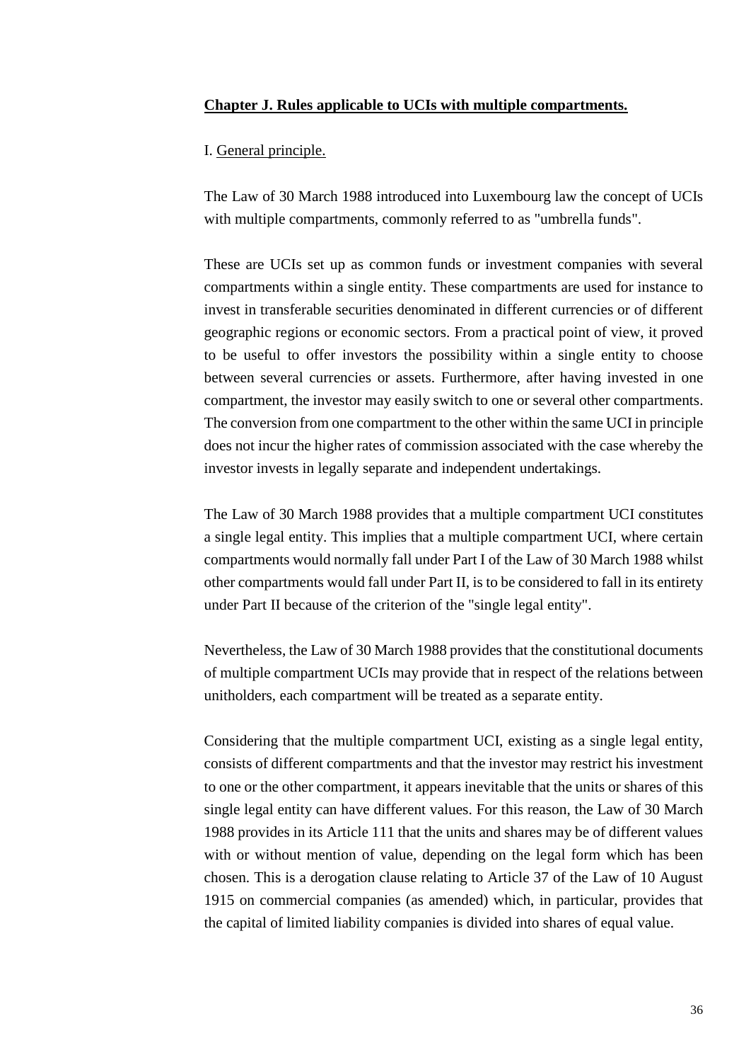## Chapter J. Rules applicable to UCIs with multiple compartments.

### I. General principle.

The Law of 30 March 1988 introduced into Luxembourg law the concept of UCIs with multiple compartments, commonly referred to as "umbrella funds".

These are UCIs set up as common funds or investment companies with several compartments within a single entity. These compartments are used for instance to invest in transferable securities denominated in different currencies or of different geographic regions or economic sectors. From a practical point of view, it proved to be useful to offer investors the possibility within a single entity to choose between several currencies or assets. Furthermore, after having invested in one compartment, the investor may easily switch to one or several other compartments. The conversion from one compartment to the other within the same UCI in principle does not incur the higher rates of commission associated with the case whereby the investor invests in legally separate and independent undertakings.

The Law of 30 March 1988 provides that a multiple compartment UCI constitutes a single legal entity. This implies that a multiple compartment UCI, where certain compartments would normally fall under Part I of the Law of 30 March 1988 whilst other compartments would fall under Part II, is to be considered to fall in its entirety under Part II because of the criterion of the "single legal entity".

Nevertheless, the Law of 30 March 1988 provides that the constitutional documents of multiple compartment UCIs may provide that in respect of the relations between unitholders, each compartment will be treated as a separate entity.

Considering that the multiple compartment UCI, existing as a single legal entity, consists of different compartments and that the investor may restrict his investment to one or the other compartment, it appears inevitable that the units or shares of this single legal entity can have different values. For this reason, the Law of 30 March 1988 provides in its Article 111 that the units and shares may be of different values with or without mention of value, depending on the legal form which has been chosen. This is a derogation clause relating to Article 37 of the Law of 10 August 1915 on commercial companies (as amended) which, in particular, provides that the capital of limited liability companies is divided into shares of equal value.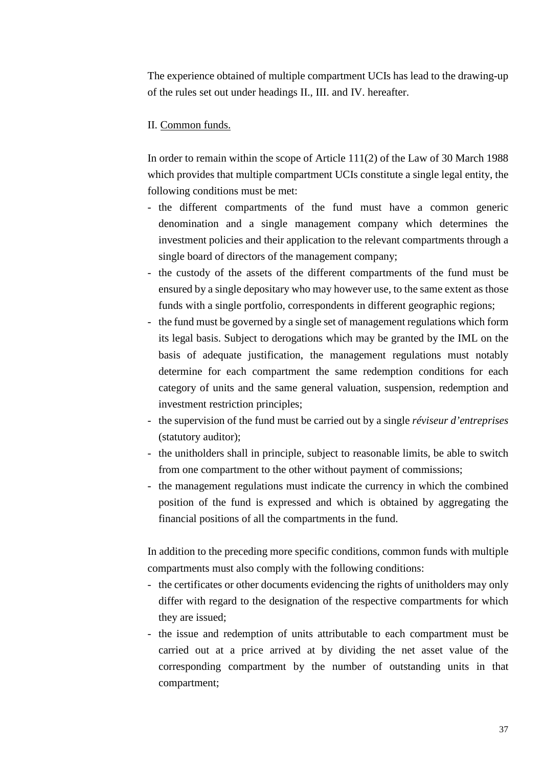The experience obtained of multiple compartment UCIs has lead to the drawing-up of the rules set out under headings II., III. and IV. hereafter.

II. Common funds.

In order to remain within the scope of Article 111(2) of the Law of 30 March 1988 which provides that multiple compartment UCIs constitute a single legal entity, the following conditions must be met:

- the different compartments of the fund must have a common generic denomination and a single management company which determines the investment policies and their application to the relevant compartments through a single board of directors of the management company;
- the custody of the assets of the different compartments of the fund must be ensured by a single depositary who may however use, to the same extent as those funds with a single portfolio, correspondents in different geographic regions;
- the fund must be governed by a single set of management regulations which form its legal basis. Subject to derogations which may be granted by the IML on the basis of adequate justification, the management regulations must notably determine for each compartment the same redemption conditions for each category of units and the same general valuation, suspension, redemption and investment restriction principles;
- the supervision of the fund must be carried out by a single *réviseur d'entreprises* (statutory auditor);
- the unitholders shall in principle, subject to reasonable limits, be able to switch from one compartment to the other without payment of commissions;
- the management regulations must indicate the currency in which the combined position of the fund is expressed and which is obtained by aggregating the financial positions of all the compartments in the fund.

In addition to the preceding more specific conditions, common funds with multiple compartments must also comply with the following conditions:

- the certificates or other documents evidencing the rights of unitholders may only differ with regard to the designation of the respective compartments for which they are issued;
- the issue and redemption of units attributable to each compartment must be carried out at a price arrived at by dividing the net asset value of the corresponding compartment by the number of outstanding units in that compartment;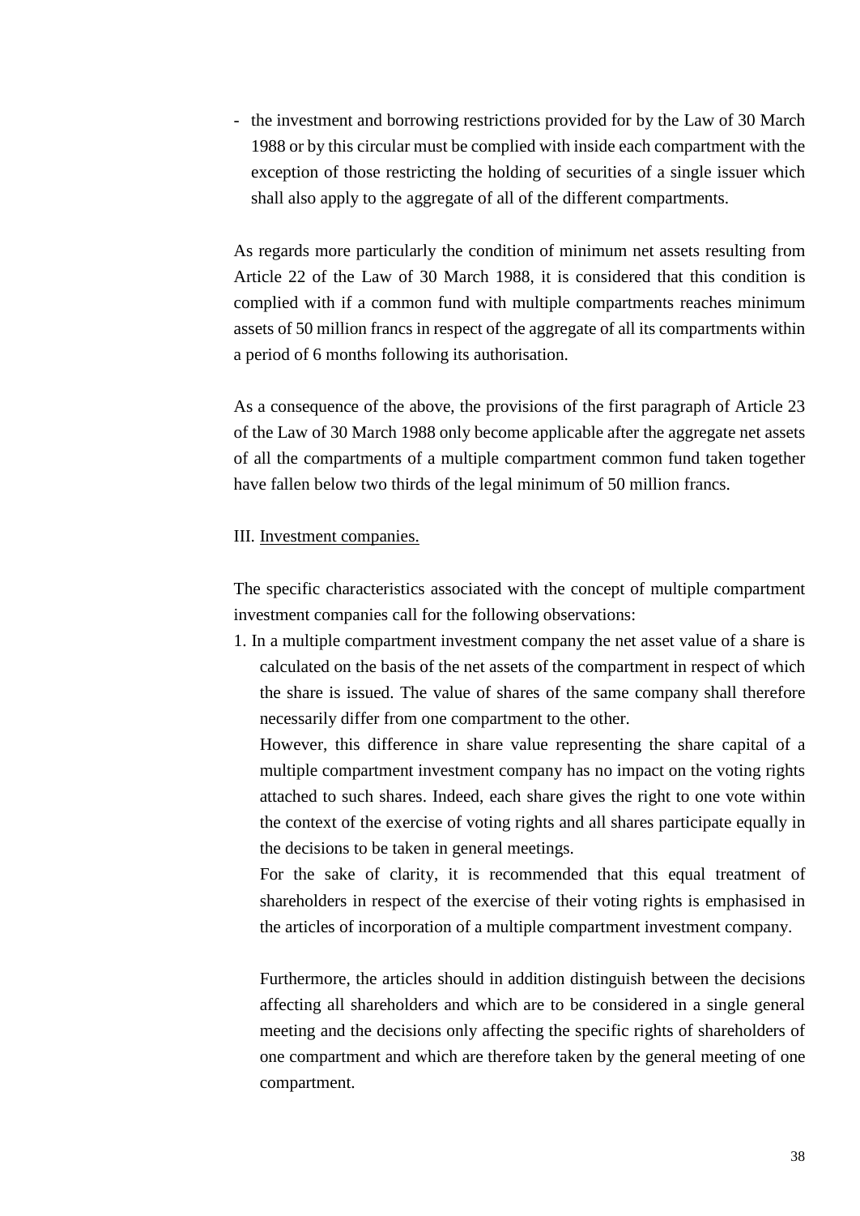- the investment and borrowing restrictions provided for by the Law of 30 March 1988 or by this circular must be complied with inside each compartment with the exception of those restricting the holding of securities of a single issuer which shall also apply to the aggregate of all of the different compartments.

As regards more particularly the condition of minimum net assets resulting from Article 22 of the Law of 30 March 1988, it is considered that this condition is complied with if a common fund with multiple compartments reaches minimum assets of 50 million francs in respect of the aggregate of all its compartments within a period of 6 months following its authorisation.

As a consequence of the above, the provisions of the first paragraph of Article 23 of the Law of 30 March 1988 only become applicable after the aggregate net assets of all the compartments of a multiple compartment common fund taken together have fallen below two thirds of the legal minimum of 50 million francs.

III. Investment companies.

The specific characteristics associated with the concept of multiple compartment investment companies call for the following observations:

1. In a multiple compartment investment company the net asset value of a share is calculated on the basis of the net assets of the compartment in respect of which the share is issued. The value of shares of the same company shall therefore necessarily differ from one compartment to the other.

   However, this difference in share value representing the share capital of a multiple compartment investment company has no impact on the voting rights attached to such shares. Indeed, each share gives the right to one vote within the context of the exercise of voting rights and all shares participate equally in the decisions to be taken in general meetings.

   For the sake of clarity, it is recommended that this equal treatment of shareholders in respect of the exercise of their voting rights is emphasised in the articles of incorporation of a multiple compartment investment company.

   Furthermore, the articles should in addition distinguish between the decisions affecting all shareholders and which are to be considered in a single general meeting and the decisions only affecting the specific rights of shareholders of one compartment and which are therefore taken by the general meeting of one compartment.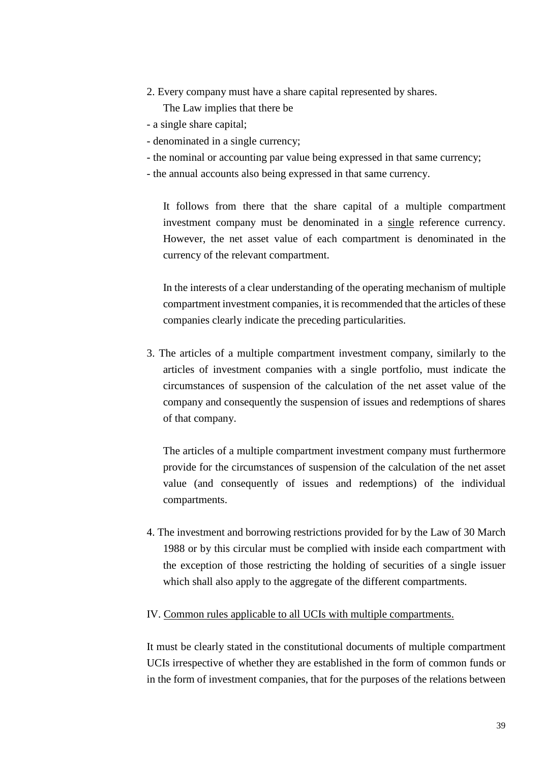2. Every company must have a share capital represented by shares.

   The Law implies that there be

- a single share capital;
- denominated in a single currency;
- the nominal or accounting par value being expressed in that same currency;
- the annual accounts also being expressed in that same currency.

   It follows from there that the share capital of a multiple compartment investment company must be denominated in a <u>single</u> reference currency. However, the net asset value of each compartment is denominated in the currency of the relevant compartment.

   In the interests of a clear understanding of the operating mechanism of multiple compartment investment companies, it is recommended that the articles of these companies clearly indicate the preceding particularities.

3. The articles of a multiple compartment investment company, similarly to the articles of investment companies with a single portfolio, must indicate the circumstances of suspension of the calculation of the net asset value of the company and consequently the suspension of issues and redemptions of shares of that company.

   The articles of a multiple compartment investment company must furthermore provide for the circumstances of suspension of the calculation of the net asset value (and consequently of issues and redemptions) of the individual compartments.

4. The investment and borrowing restrictions provided for by the Law of 30 March 1988 or by this circular must be complied with inside each compartment with the exception of those restricting the holding of securities of a single issuer which shall also apply to the aggregate of the different compartments.

IV. <u>Common rules applicable to all UCIs with multiple compartments.</u>

It must be clearly stated in the constitutional documents of multiple compartment UCIs irrespective of whether they are established in the form of common funds or in the form of investment companies, that for the purposes of the relations between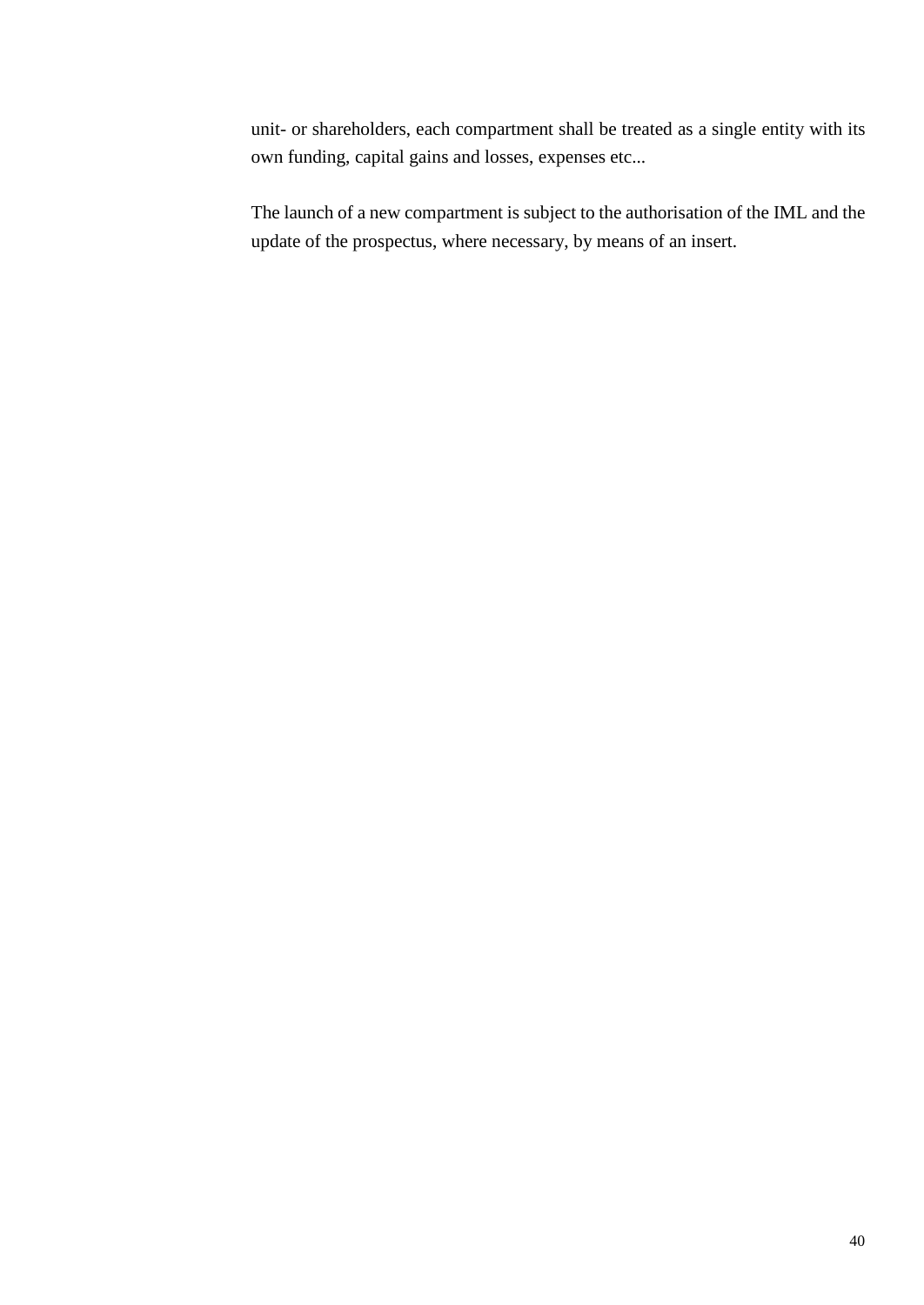unit- or shareholders, each compartment shall be treated as a single entity with its own funding, capital gains and losses, expenses etc...

The launch of a new compartment is subject to the authorisation of the IML and the update of the prospectus, where necessary, by means of an insert.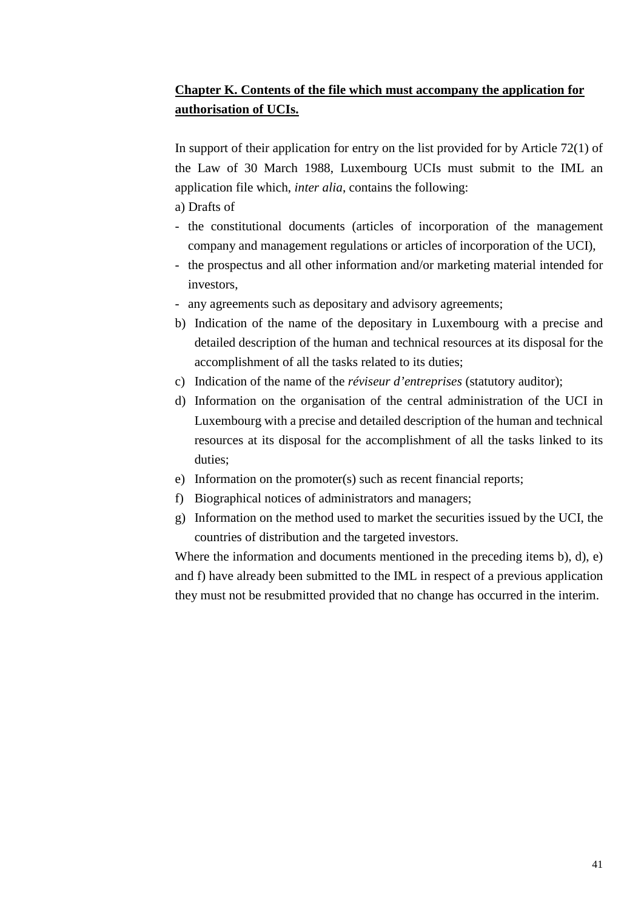**Chapter K. Contents of the file which must accompany the application for authorisation of UCIs.**

In support of their application for entry on the list provided for by Article 72(1) of the Law of 30 March 1988, Luxembourg UCIs must submit to the IML an application file which, *inter alia*, contains the following:

a) Drafts of

- the constitutional documents (articles of incorporation of the management company and management regulations or articles of incorporation of the UCI),
- the prospectus and all other information and/or marketing material intended for investors,
- any agreements such as depositary and advisory agreements;

b) Indication of the name of the depositary in Luxembourg with a precise and detailed description of the human and technical resources at its disposal for the accomplishment of all the tasks related to its duties;

c) Indication of the name of the *réviseur d'entreprises* (statutory auditor);

d) Information on the organisation of the central administration of the UCI in Luxembourg with a precise and detailed description of the human and technical resources at its disposal for the accomplishment of all the tasks linked to its duties;

e) Information on the promoter(s) such as recent financial reports;

f) Biographical notices of administrators and managers;

g) Information on the method used to market the securities issued by the UCI, the countries of distribution and the targeted investors.

Where the information and documents mentioned in the preceding items b), d), e) and f) have already been submitted to the IML in respect of a previous application they must not be resubmitted provided that no change has occurred in the interim.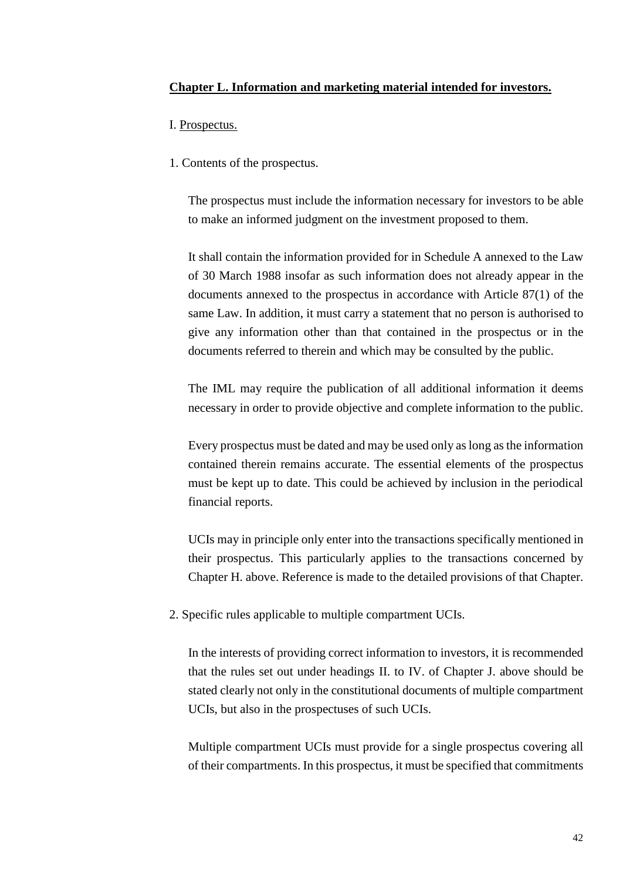## **Chapter L. Information and marketing material intended for investors.**

I. Prospectus.

1. Contents of the prospectus.

The prospectus must include the information necessary for investors to be able to make an informed judgment on the investment proposed to them.

It shall contain the information provided for in Schedule A annexed to the Law of 30 March 1988 insofar as such information does not already appear in the documents annexed to the prospectus in accordance with Article 87(1) of the same Law. In addition, it must carry a statement that no person is authorised to give any information other than that contained in the prospectus or in the documents referred to therein and which may be consulted by the public.

The IML may require the publication of all additional information it deems necessary in order to provide objective and complete information to the public.

Every prospectus must be dated and may be used only as long as the information contained therein remains accurate. The essential elements of the prospectus must be kept up to date. This could be achieved by inclusion in the periodical financial reports.

UCIs may in principle only enter into the transactions specifically mentioned in their prospectus. This particularly applies to the transactions concerned by Chapter H. above. Reference is made to the detailed provisions of that Chapter.

2. Specific rules applicable to multiple compartment UCIs.

In the interests of providing correct information to investors, it is recommended that the rules set out under headings II. to IV. of Chapter J. above should be stated clearly not only in the constitutional documents of multiple compartment UCIs, but also in the prospectuses of such UCIs.

Multiple compartment UCIs must provide for a single prospectus covering all of their compartments. In this prospectus, it must be specified that commitments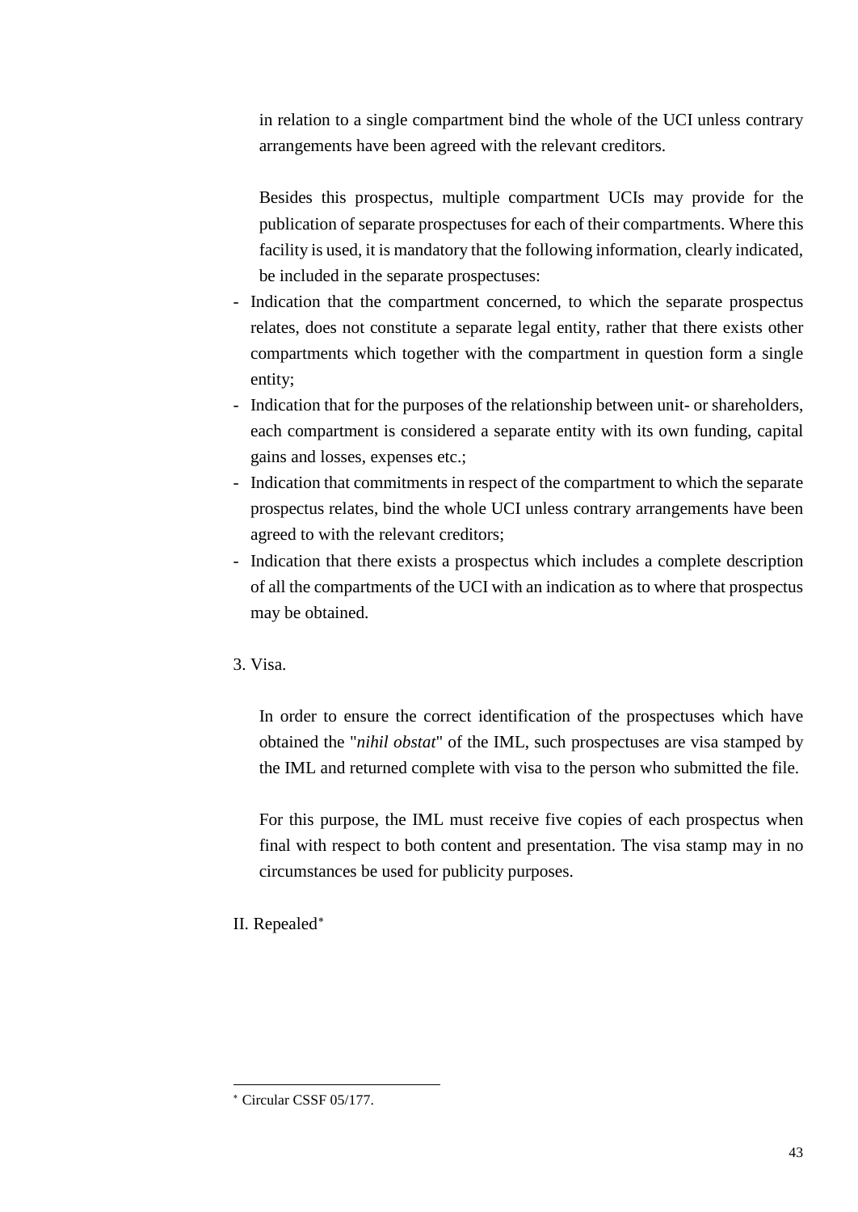in relation to a single compartment bind the whole of the UCI unless contrary arrangements have been agreed with the relevant creditors.

Besides this prospectus, multiple compartment UCIs may provide for the publication of separate prospectuses for each of their compartments. Where this facility is used, it is mandatory that the following information, clearly indicated, be included in the separate prospectuses:

- Indication that the compartment concerned, to which the separate prospectus relates, does not constitute a separate legal entity, rather that there exists other compartments which together with the compartment in question form a single entity;
- Indication that for the purposes of the relationship between unit- or shareholders, each compartment is considered a separate entity with its own funding, capital gains and losses, expenses etc.;
- Indication that commitments in respect of the compartment to which the separate prospectus relates, bind the whole UCI unless contrary arrangements have been agreed to with the relevant creditors;
- Indication that there exists a prospectus which includes a complete description of all the compartments of the UCI with an indication as to where that prospectus may be obtained.

3. Visa.

In order to ensure the correct identification of the prospectuses which have obtained the "*nihil obstat*" of the IML, such prospectuses are visa stamped by the IML and returned complete with visa to the person who submitted the file.

For this purpose, the IML must receive five copies of each prospectus when final with respect to both content and presentation. The visa stamp may in no circumstances be used for publicity purposes.

II. Repealed[*]

---

[*] Circular CSSF 05/177.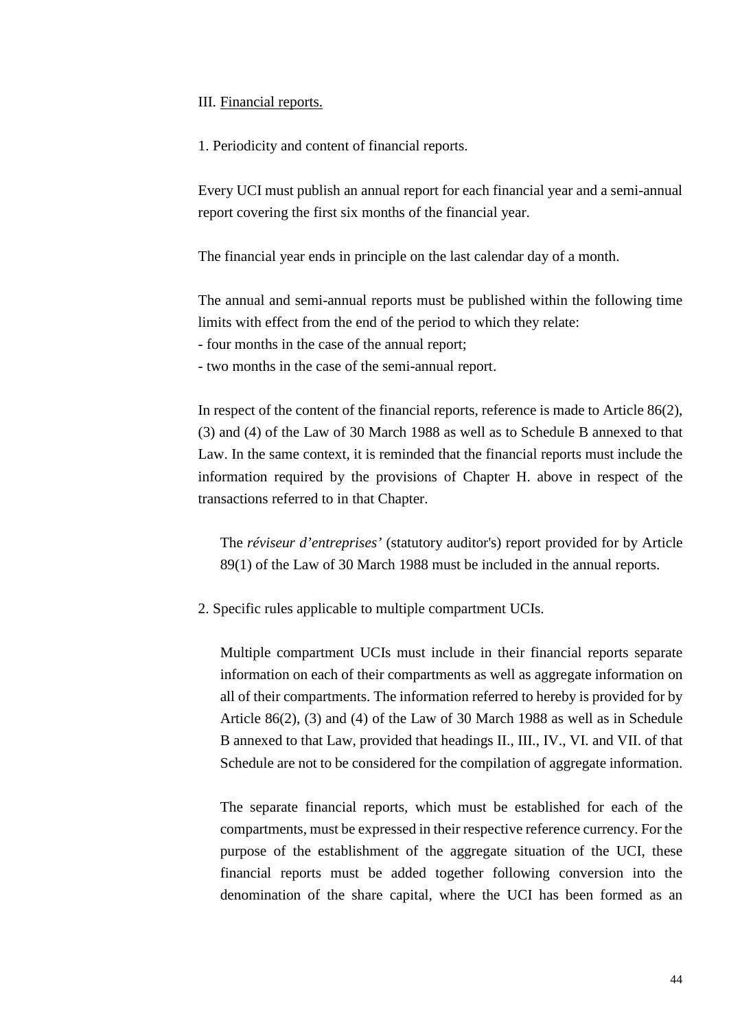III. Financial reports.

1. Periodicity and content of financial reports.

Every UCI must publish an annual report for each financial year and a semi-annual report covering the first six months of the financial year.

The financial year ends in principle on the last calendar day of a month.

The annual and semi-annual reports must be published within the following time limits with effect from the end of the period to which they relate:

- four months in the case of the annual report;
- two months in the case of the semi-annual report.

In respect of the content of the financial reports, reference is made to Article 86(2), (3) and (4) of the Law of 30 March 1988 as well as to Schedule B annexed to that Law. In the same context, it is reminded that the financial reports must include the information required by the provisions of Chapter H. above in respect of the transactions referred to in that Chapter.

The *réviseur d'entreprises'* (statutory auditor's) report provided for by Article 89(1) of the Law of 30 March 1988 must be included in the annual reports.

2. Specific rules applicable to multiple compartment UCIs.

Multiple compartment UCIs must include in their financial reports separate information on each of their compartments as well as aggregate information on all of their compartments. The information referred to hereby is provided for by Article 86(2), (3) and (4) of the Law of 30 March 1988 as well as in Schedule B annexed to that Law, provided that headings II., III., IV., VI. and VII. of that Schedule are not to be considered for the compilation of aggregate information.

The separate financial reports, which must be established for each of the compartments, must be expressed in their respective reference currency. For the purpose of the establishment of the aggregate situation of the UCI, these financial reports must be added together following conversion into the denomination of the share capital, where the UCI has been formed as an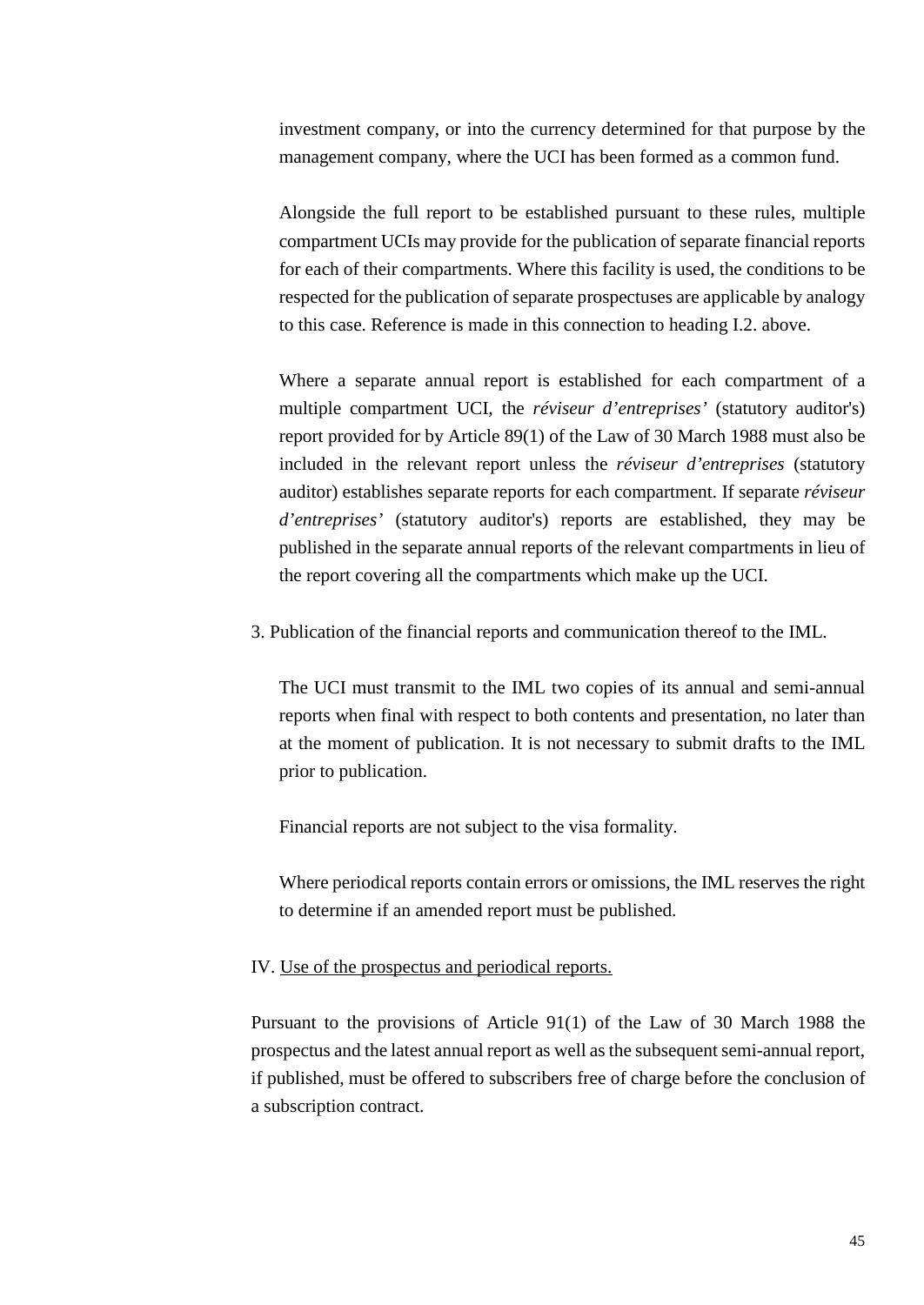investment company, or into the currency determined for that purpose by the management company, where the UCI has been formed as a common fund.

Alongside the full report to be established pursuant to these rules, multiple compartment UCIs may provide for the publication of separate financial reports for each of their compartments. Where this facility is used, the conditions to be respected for the publication of separate prospectuses are applicable by analogy to this case. Reference is made in this connection to heading I.2. above.

Where a separate annual report is established for each compartment of a multiple compartment UCI, the *réviseur d'entreprises'* (statutory auditor's) report provided for by Article 89(1) of the Law of 30 March 1988 must also be included in the relevant report unless the *réviseur d'entreprises* (statutory auditor) establishes separate reports for each compartment. If separate *réviseur d'entreprises'* (statutory auditor's) reports are established, they may be published in the separate annual reports of the relevant compartments in lieu of the report covering all the compartments which make up the UCI.

3. Publication of the financial reports and communication thereof to the IML.

The UCI must transmit to the IML two copies of its annual and semi-annual reports when final with respect to both contents and presentation, no later than at the moment of publication. It is not necessary to submit drafts to the IML prior to publication.

Financial reports are not subject to the visa formality.

Where periodical reports contain errors or omissions, the IML reserves the right to determine if an amended report must be published.

IV. Use of the prospectus and periodical reports.

Pursuant to the provisions of Article 91(1) of the Law of 30 March 1988 the prospectus and the latest annual report as well as the subsequent semi-annual report, if published, must be offered to subscribers free of charge before the conclusion of a subscription contract.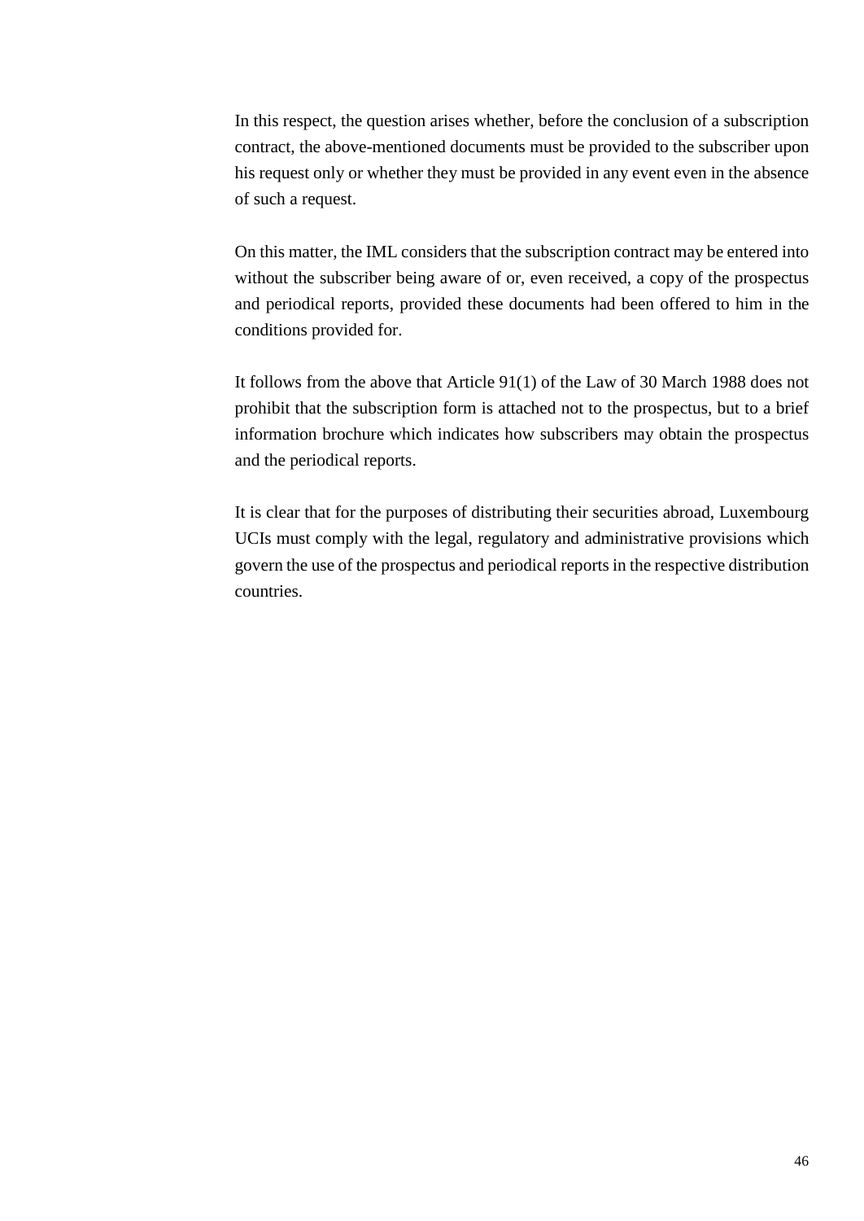In this respect, the question arises whether, before the conclusion of a subscription contract, the above-mentioned documents must be provided to the subscriber upon his request only or whether they must be provided in any event even in the absence of such a request.

On this matter, the IML considers that the subscription contract may be entered into without the subscriber being aware of or, even received, a copy of the prospectus and periodical reports, provided these documents had been offered to him in the conditions provided for.

It follows from the above that Article 91(1) of the Law of 30 March 1988 does not prohibit that the subscription form is attached not to the prospectus, but to a brief information brochure which indicates how subscribers may obtain the prospectus and the periodical reports.

It is clear that for the purposes of distributing their securities abroad, Luxembourg UCIs must comply with the legal, regulatory and administrative provisions which govern the use of the prospectus and periodical reports in the respective distribution countries.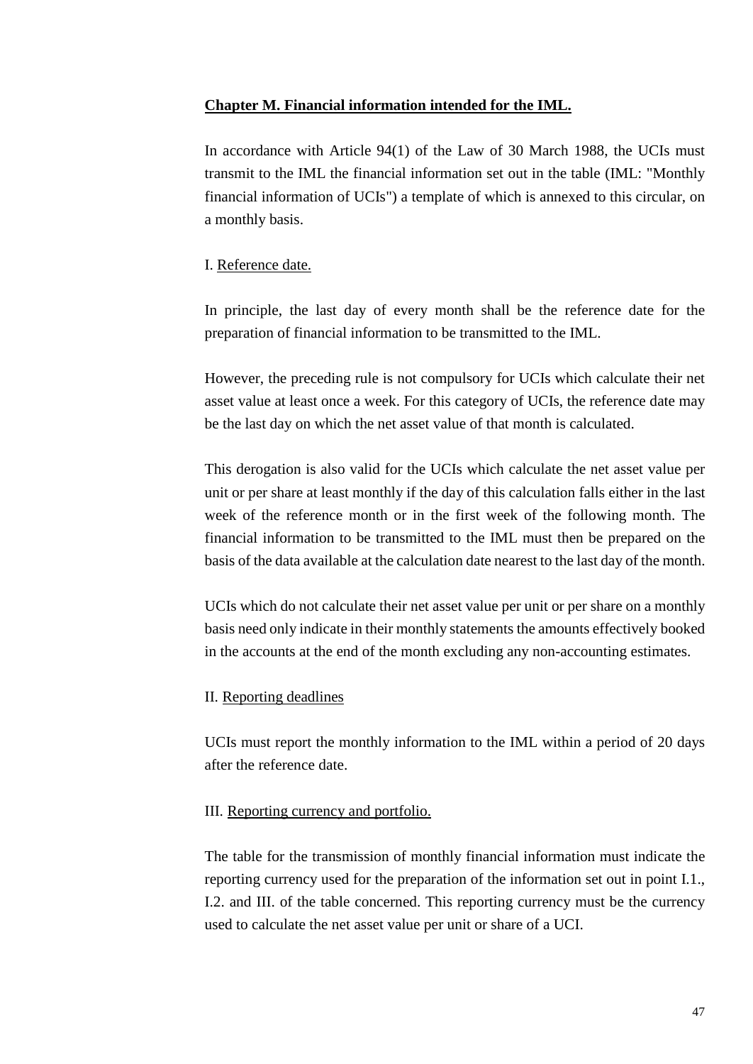## Chapter M. Financial information intended for the IML.

In accordance with Article 94(1) of the Law of 30 March 1988, the UCIs must transmit to the IML the financial information set out in the table (IML: "Monthly financial information of UCIs") a template of which is annexed to this circular, on a monthly basis.

### I. Reference date.

In principle, the last day of every month shall be the reference date for the preparation of financial information to be transmitted to the IML.

However, the preceding rule is not compulsory for UCIs which calculate their net asset value at least once a week. For this category of UCIs, the reference date may be the last day on which the net asset value of that month is calculated.

This derogation is also valid for the UCIs which calculate the net asset value per unit or per share at least monthly if the day of this calculation falls either in the last week of the reference month or in the first week of the following month. The financial information to be transmitted to the IML must then be prepared on the basis of the data available at the calculation date nearest to the last day of the month.

UCIs which do not calculate their net asset value per unit or per share on a monthly basis need only indicate in their monthly statements the amounts effectively booked in the accounts at the end of the month excluding any non-accounting estimates.

### II. Reporting deadlines

UCIs must report the monthly information to the IML within a period of 20 days after the reference date.

### III. Reporting currency and portfolio.

The table for the transmission of monthly financial information must indicate the reporting currency used for the preparation of the information set out in point I.1., I.2. and III. of the table concerned. This reporting currency must be the currency used to calculate the net asset value per unit or share of a UCI.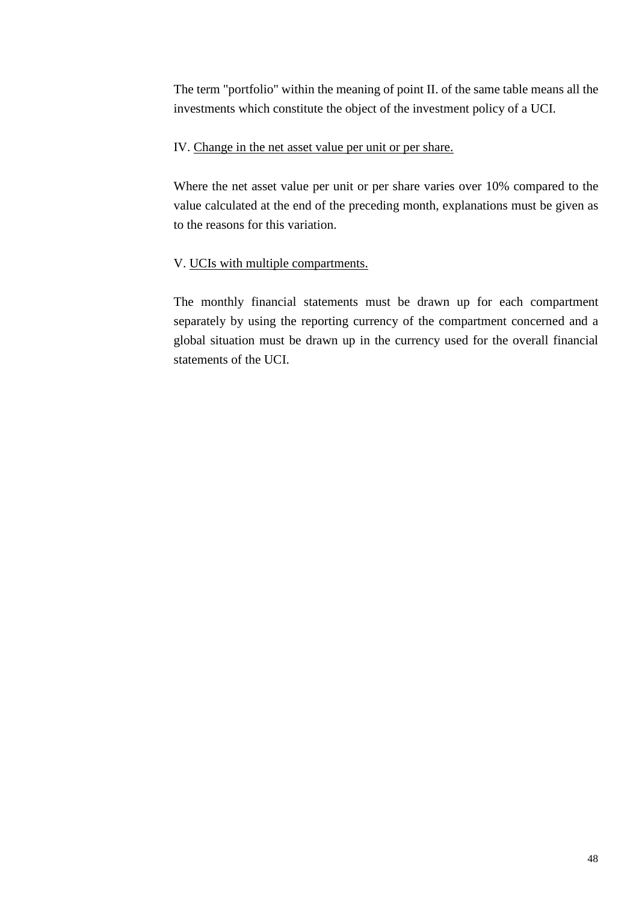The term "portfolio" within the meaning of point II. of the same table means all the investments which constitute the object of the investment policy of a UCI.

IV. <u>Change in the net asset value per unit or per share.</u>

Where the net asset value per unit or per share varies over 10% compared to the value calculated at the end of the preceding month, explanations must be given as to the reasons for this variation.

V. <u>UCIs with multiple compartments.</u>

The monthly financial statements must be drawn up for each compartment separately by using the reporting currency of the compartment concerned and a global situation must be drawn up in the currency used for the overall financial statements of the UCI.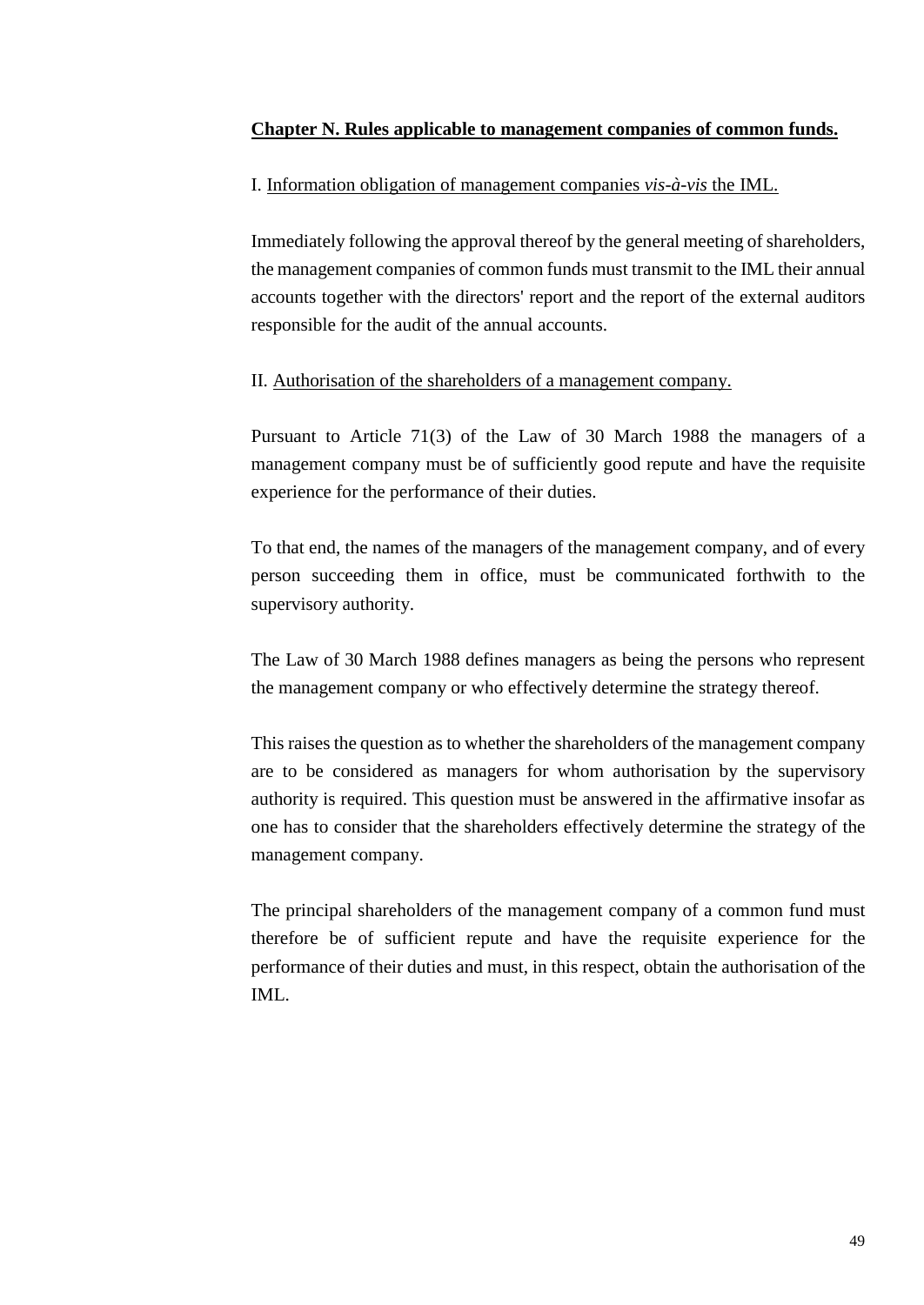## **Chapter N. Rules applicable to management companies of common funds.**

### I. Information obligation of management companies *vis-à-vis* the IML.

Immediately following the approval thereof by the general meeting of shareholders, the management companies of common funds must transmit to the IML their annual accounts together with the directors' report and the report of the external auditors responsible for the audit of the annual accounts.

### II. Authorisation of the shareholders of a management company.

Pursuant to Article 71(3) of the Law of 30 March 1988 the managers of a management company must be of sufficiently good repute and have the requisite experience for the performance of their duties.

To that end, the names of the managers of the management company, and of every person succeeding them in office, must be communicated forthwith to the supervisory authority.

The Law of 30 March 1988 defines managers as being the persons who represent the management company or who effectively determine the strategy thereof.

This raises the question as to whether the shareholders of the management company are to be considered as managers for whom authorisation by the supervisory authority is required. This question must be answered in the affirmative insofar as one has to consider that the shareholders effectively determine the strategy of the management company.

The principal shareholders of the management company of a common fund must therefore be of sufficient repute and have the requisite experience for the performance of their duties and must, in this respect, obtain the authorisation of the IML.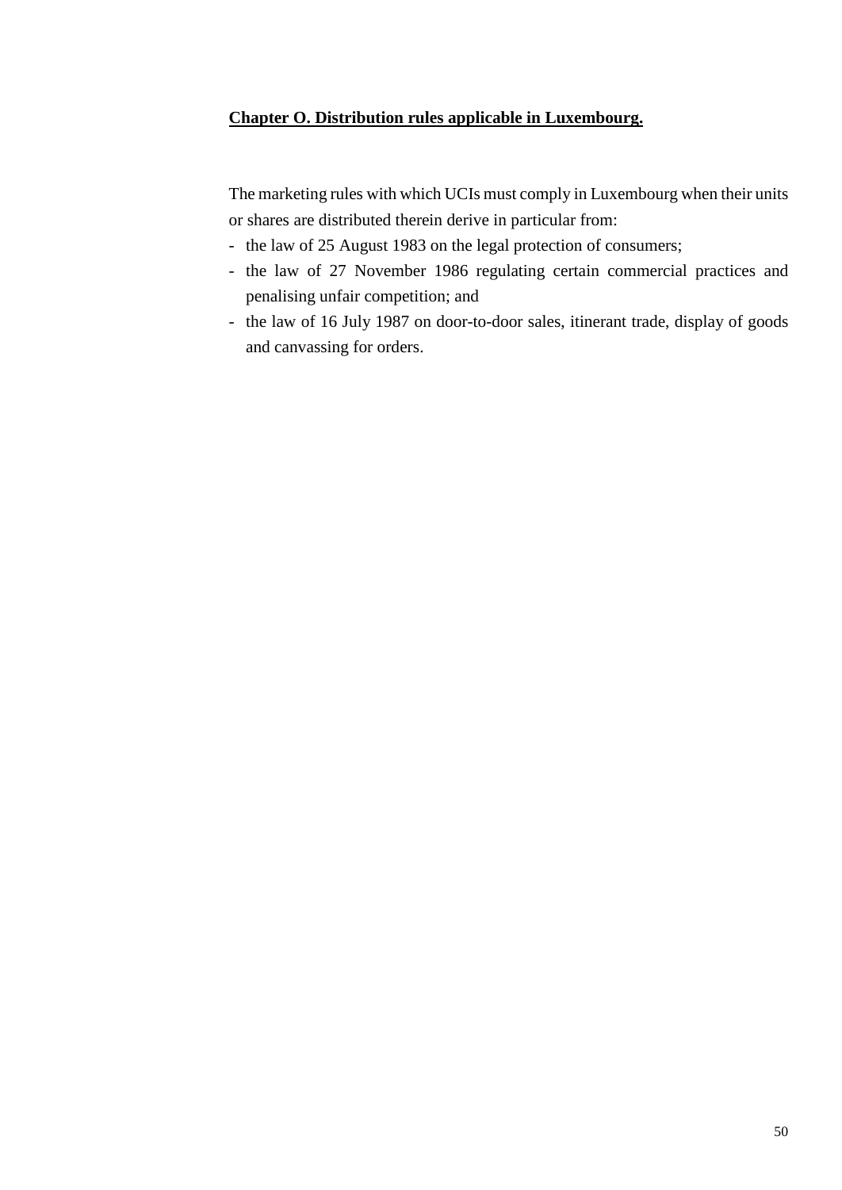## Chapter O. Distribution rules applicable in Luxembourg.

The marketing rules with which UCIs must comply in Luxembourg when their units or shares are distributed therein derive in particular from:

- the law of 25 August 1983 on the legal protection of consumers;
- the law of 27 November 1986 regulating certain commercial practices and penalising unfair competition; and
- the law of 16 July 1987 on door-to-door sales, itinerant trade, display of goods and canvassing for orders.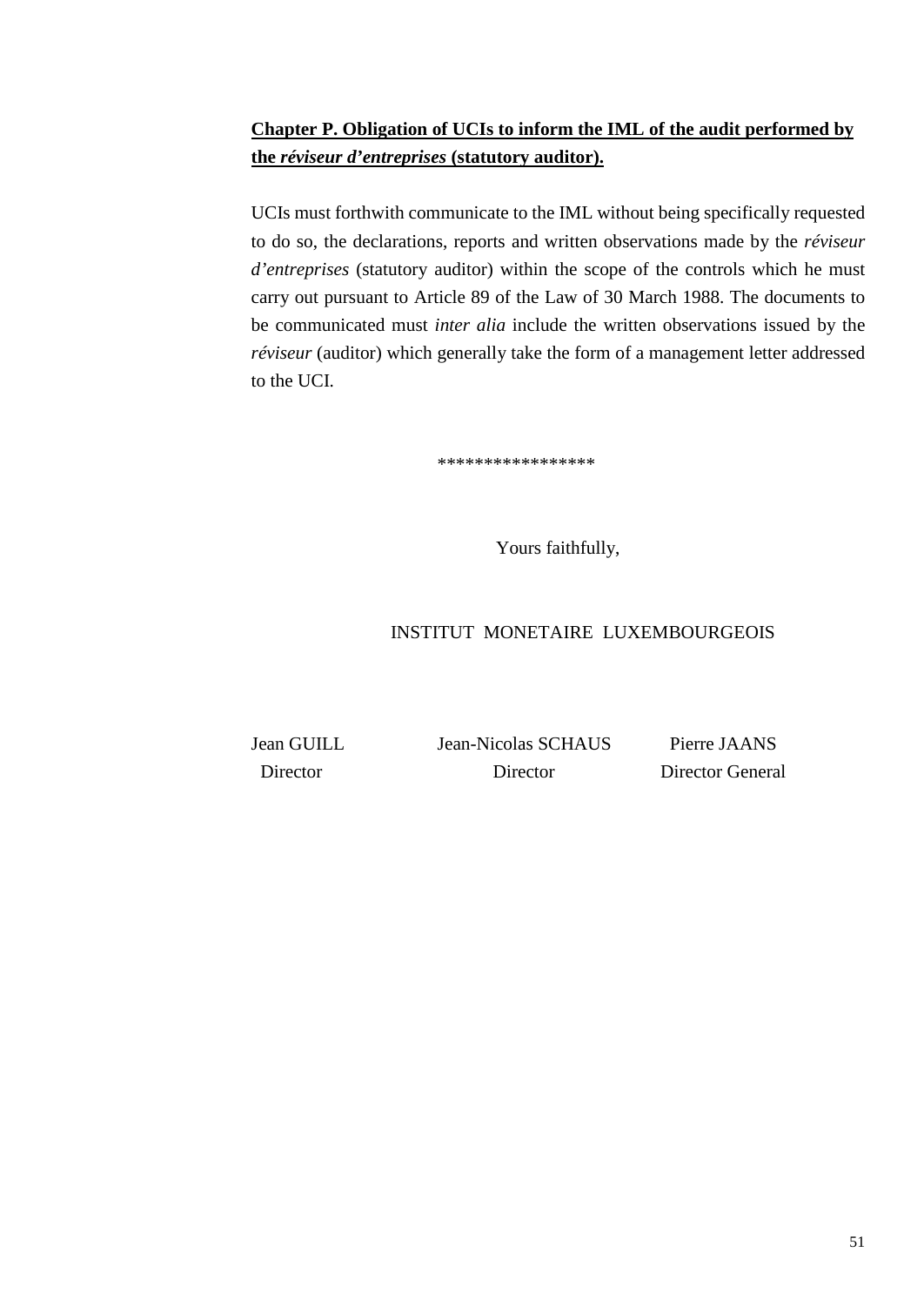## Chapter P. Obligation of UCIs to inform the IML of the audit performed by the *réviseur d'entreprises* (statutory auditor).

UCIs must forthwith communicate to the IML without being specifically requested to do so, the declarations, reports and written observations made by the *réviseur d'entreprises* (statutory auditor) within the scope of the controls which he must carry out pursuant to Article 89 of the Law of 30 March 1988. The documents to be communicated must *inter alia* include the written observations issued by the *réviseur* (auditor) which generally take the form of a management letter addressed to the UCI.

*****************

Yours faithfully,

INSTITUT MONETAIRE LUXEMBOURGEOIS

| | | |
|---|---|---|
| Jean GUILL | Jean-Nicolas SCHAUS | Pierre JAANS |
| Director | Director | Director General |